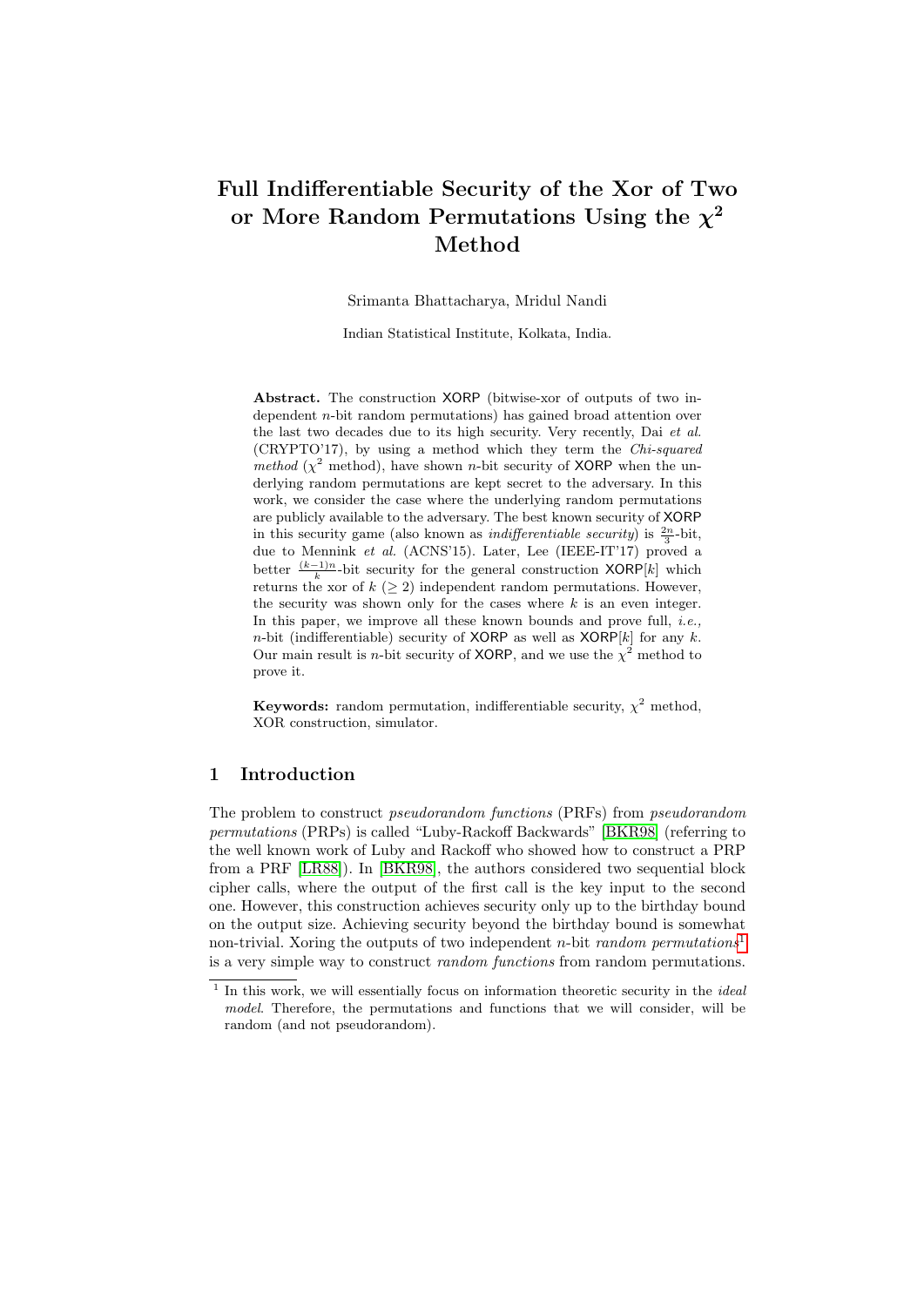# Full Indifferentiable Security of the Xor of Two or More Random Permutations Using the $\chi^2$ Method

Srimanta Bhattacharya, Mridul Nandi

Indian Statistical Institute, Kolkata, India.

**Abstract.** The construction XORP (bitwise-xor of outputs of two independent $n$-bit random permutations) has gained broad attention over the last two decades due to its high security. Very recently, Dai *et al.* (CRYPTO'17), by using a method which they term the *Chi-squared method* ($\chi^2$ method), have shown $n$-bit security of XORP when the underlying random permutations are kept secret to the adversary. In this work, we consider the case where the underlying random permutations are publicly available to the adversary. The best known security of XORP in this security game (also known as *indifferentiable security*) is $\frac{2n}{3}$-bit, due to Mennink *et al.* (ACNS'15). Later, Lee (IEEE-IT'17) proved a better $\frac{(k-1)n}{k}$-bit security for the general construction XORP$[k]$ which returns the xor of $k$ ($\geq 2$) independent random permutations. However, the security was shown only for the cases where $k$ is an even integer. In this paper, we improve all these known bounds and prove full, *i.e.,* $n$-bit (indifferentiable) security of XORP as well as XORP$[k]$ for any $k$. Our main result is $n$-bit security of XORP, and we use the $\chi^2$ method to prove it.

**Keywords:** random permutation, indifferentiable security, $\chi^2$ method, XOR construction, simulator.

## 1 Introduction

The problem to construct *pseudorandom functions* (PRFs) from *pseudorandom permutations* (PRPs) is called "Luby-Rackoff Backwards" [BKR98] (referring to the well known work of Luby and Rackoff who showed how to construct a PRP from a PRF [LR88]). In [BKR98], the authors considered two sequential block cipher calls, where the output of the first call is the key input to the second one. However, this construction achieves security only up to the birthday bound on the output size. Achieving security beyond the birthday bound is somewhat non-trivial. Xoring the outputs of two independent $n$-bit *random permutations*[1] is a very simple way to construct *random functions* from random permutations.

[1] In this work, we will essentially focus on information theoretic security in the *ideal model*. Therefore, the permutations and functions that we will consider, will be random (and not pseudorandom).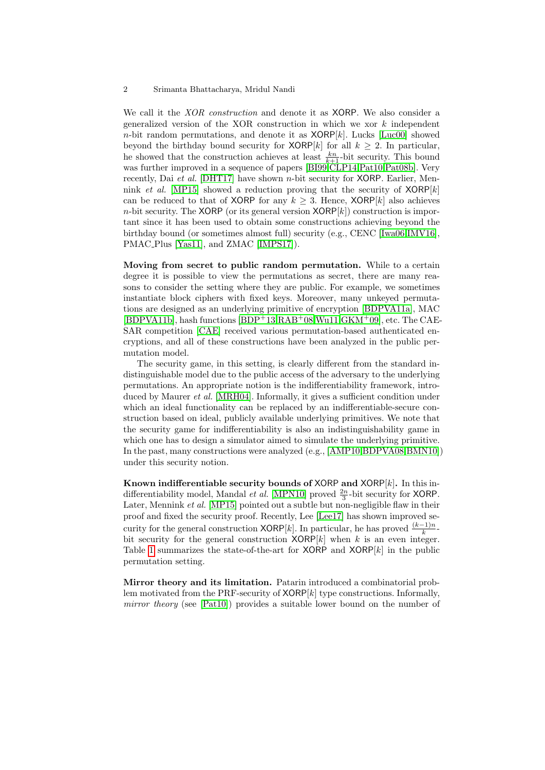We call it the *XOR construction* and denote it as XORP. We also consider a generalized version of the XOR construction in which we xor $k$ independent $n$-bit random permutations, and denote it as $\mathsf{XORP}[k]$. Lucks [Luc00] showed beyond the birthday bound security for $\mathsf{XORP}[k]$ for all $k \geq 2$. In particular, he showed that the construction achieves at least $\frac{kn}{k+1}$-bit security. This bound was further improved in a sequence of papers [BI99,CLP14,Pat10,Pat08b]. Very recently, Dai *et al.* [DHT17] have shown $n$-bit security for XORP. Earlier, Mennink *et al.* [MP15] showed a reduction proving that the security of $\mathsf{XORP}[k]$ can be reduced to that of XORP for any $k \geq 3$. Hence, $\mathsf{XORP}[k]$ also achieves $n$-bit security. The XORP (or its general version $\mathsf{XORP}[k]$) construction is important since it has been used to obtain some constructions achieving beyond the birthday bound (or sometimes almost full) security (e.g., CENC [Iwa06,IMV16], PMAC_Plus [Yas11], and ZMAC [IMPS17]).

**Moving from secret to public random permutation.** While to a certain degree it is possible to view the permutations as secret, there are many reasons to consider the setting where they are public. For example, we sometimes instantiate block ciphers with fixed keys. Moreover, many unkeyed permutations are designed as an underlying primitive of encryption [BDPVA11a], MAC [BDPVA11b], hash functions [BDP+13,RAB+08,Wu11,GKM+09], etc. The CAESAR competition [CAE] received various permutation-based authenticated encryptions, and all of these constructions have been analyzed in the public permutation model.

The security game, in this setting, is clearly different from the standard indistinguishable model due to the public access of the adversary to the underlying permutations. An appropriate notion is the indifferentiability framework, introduced by Maurer *et al.* [MRH04]. Informally, it gives a sufficient condition under which an ideal functionality can be replaced by an indifferentiable-secure construction based on ideal, publicly available underlying primitives. We note that the security game for indifferentiability is also an indistinguishability game in which one has to design a simulator aimed to simulate the underlying primitive. In the past, many constructions were analyzed (e.g., [AMP10,BDPVA08,BMN10]) under this security notion.

**Known indifferentiable security bounds of XORP and $\mathsf{XORP}[k]$.** In this indifferentiability model, Mandal *et al.* [MPN10] proved $\frac{2n}{3}$-bit security for XORP. Later, Mennink *et al.* [MP15] pointed out a subtle but non-negligible flaw in their proof and fixed the security proof. Recently, Lee [Lee17] has shown improved security for the general construction $\mathsf{XORP}[k]$. In particular, he has proved $\frac{(k-1)n}{k}$-bit security for the general construction $\mathsf{XORP}[k]$ when $k$ is an even integer. Table 1 summarizes the state-of-the-art for XORP and $\mathsf{XORP}[k]$ in the public permutation setting.

**Mirror theory and its limitation.** Patarin introduced a combinatorial problem motivated from the PRF-security of $\mathsf{XORP}[k]$ type constructions. Informally, *mirror theory* (see [Pat10]) provides a suitable lower bound on the number of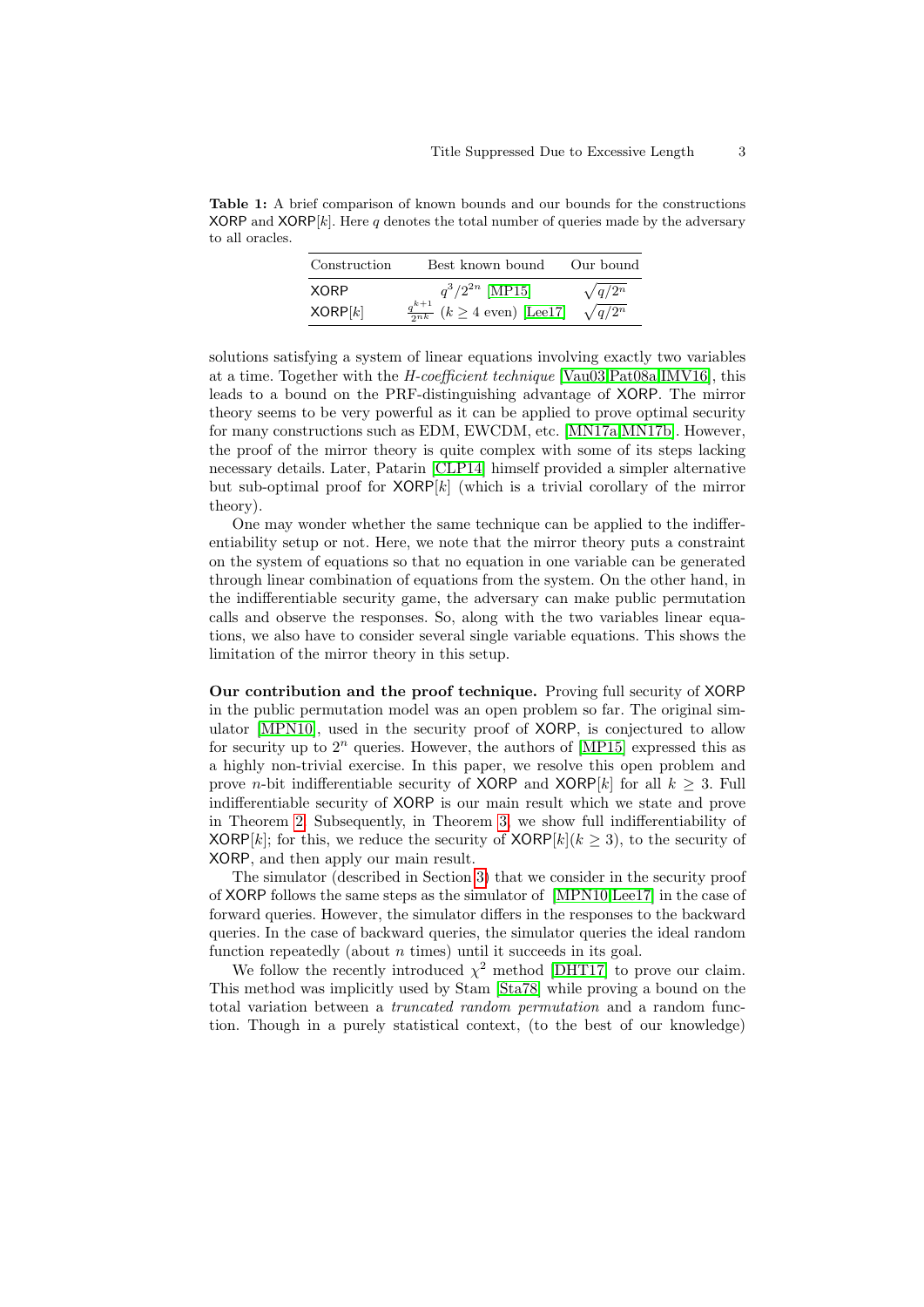**Table 1:** A brief comparison of known bounds and our bounds for the constructions XORP and XORP[$k$]. Here $q$ denotes the total number of queries made by the adversary to all oracles.

| Construction | Best known bound | Our bound |
|---|---|---|
| XORP | $q^3/2^{2n}$ [MP15] | $\sqrt{q/2^n}$ |
| XORP[$k$] | $\frac{q^{k+1}}{2^{nk}}$ ($k \geq 4$ even) [Lee17] | $\sqrt{q/2^n}$ |

solutions satisfying a system of linear equations involving exactly two variables at a time. Together with the *H-coefficient technique* [Vau03,Pat08a,IMV16], this leads to a bound on the PRF-distinguishing advantage of XORP. The mirror theory seems to be very powerful as it can be applied to prove optimal security for many constructions such as EDM, EWCDM, etc. [MN17a,MN17b]. However, the proof of the mirror theory is quite complex with some of its steps lacking necessary details. Later, Patarin [CLP14] himself provided a simpler alternative but sub-optimal proof for XORP[$k$] (which is a trivial corollary of the mirror theory).

One may wonder whether the same technique can be applied to the indifferentiability setup or not. Here, we note that the mirror theory puts a constraint on the system of equations so that no equation in one variable can be generated through linear combination of equations from the system. On the other hand, in the indifferentiable security game, the adversary can make public permutation calls and observe the responses. So, along with the two variables linear equations, we also have to consider several single variable equations. This shows the limitation of the mirror theory in this setup.

**Our contribution and the proof technique.** Proving full security of XORP in the public permutation model was an open problem so far. The original simulator [MPN10], used in the security proof of XORP, is conjectured to allow for security up to $2^n$ queries. However, the authors of [MP15] expressed this as a highly non-trivial exercise. In this paper, we resolve this open problem and prove $n$-bit indifferentiable security of XORP and XORP[$k$] for all $k \geq 3$. Full indifferentiable security of XORP is our main result which we state and prove in Theorem 2. Subsequently, in Theorem 3, we show full indifferentiability of XORP[$k$]; for this, we reduce the security of XORP[$k$]($k \geq 3$), to the security of XORP, and then apply our main result.

The simulator (described in Section 3) that we consider in the security proof of XORP follows the same steps as the simulator of [MPN10,Lee17] in the case of forward queries. However, the simulator differs in the responses to the backward queries. In the case of backward queries, the simulator queries the ideal random function repeatedly (about $n$ times) until it succeeds in its goal.

We follow the recently introduced $\chi^2$ method [DHT17] to prove our claim. This method was implicitly used by Stam [Sta78] while proving a bound on the total variation between a *truncated random permutation* and a random function. Though in a purely statistical context, (to the best of our knowledge)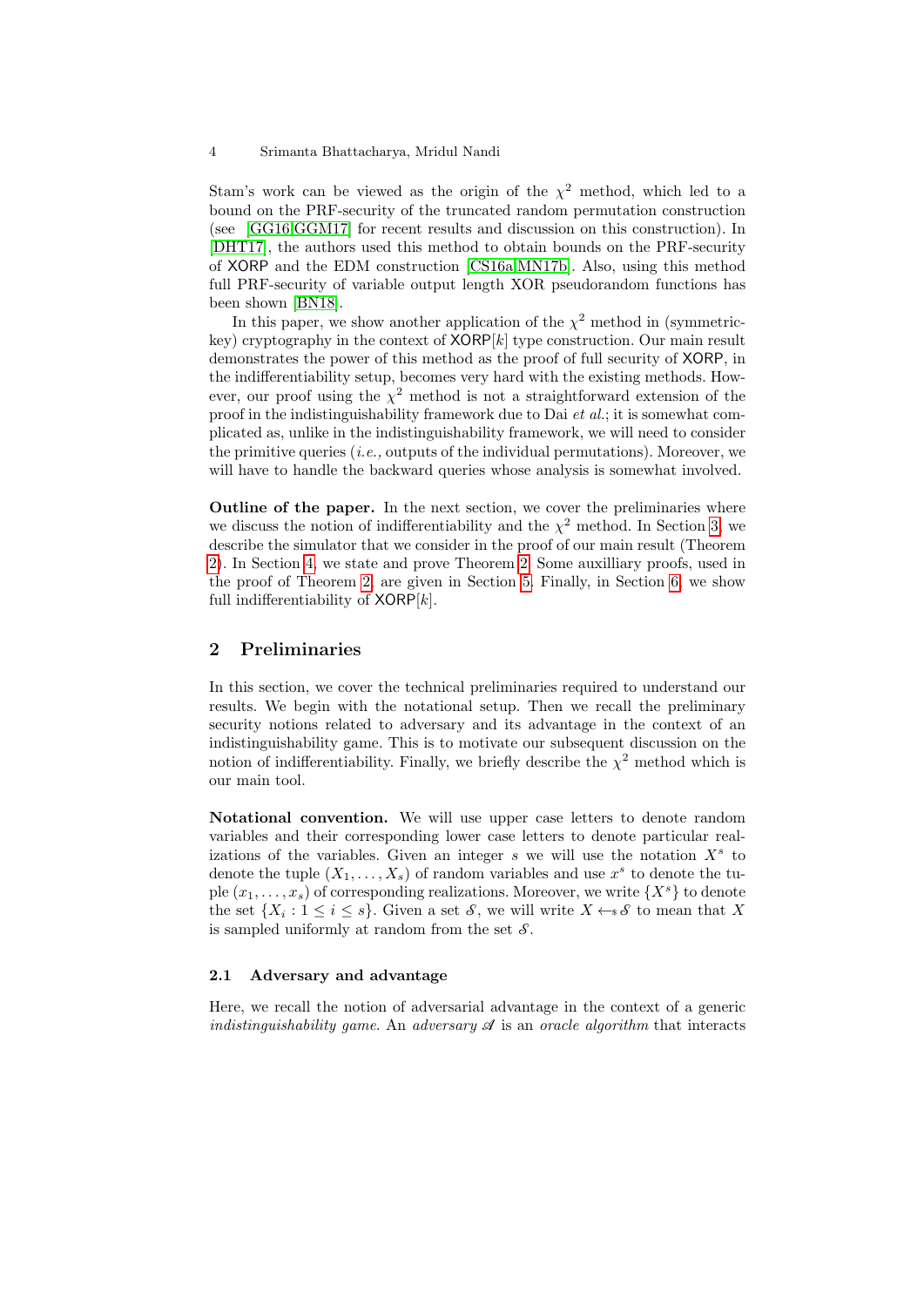Stam's work can be viewed as the origin of the $\chi^2$ method, which led to a bound on the PRF-security of the truncated random permutation construction (see [GG16,GGM17] for recent results and discussion on this construction). In [DHT17], the authors used this method to obtain bounds on the PRF-security of XORP and the EDM construction [CS16a,MN17b]. Also, using this method full PRF-security of variable output length XOR pseudorandom functions has been shown [BN18].

In this paper, we show another application of the $\chi^2$ method in (symmetric-key) cryptography in the context of $\mathsf{XORP}[k]$ type construction. Our main result demonstrates the power of this method as the proof of full security of XORP, in the indifferentiability setup, becomes very hard with the existing methods. However, our proof using the $\chi^2$ method is not a straightforward extension of the proof in the indistinguishability framework due to Dai *et al.*; it is somewhat complicated as, unlike in the indistinguishability framework, we will need to consider the primitive queries (*i.e.,* outputs of the individual permutations). Moreover, we will have to handle the backward queries whose analysis is somewhat involved.

**Outline of the paper.** In the next section, we cover the preliminaries where we discuss the notion of indifferentiability and the $\chi^2$ method. In Section 3, we describe the simulator that we consider in the proof of our main result (Theorem 2). In Section 4, we state and prove Theorem 2. Some auxilliary proofs, used in the proof of Theorem 2, are given in Section 5. Finally, in Section 6, we show full indifferentiability of $\mathsf{XORP}[k]$.

## 2 Preliminaries

In this section, we cover the technical preliminaries required to understand our results. We begin with the notational setup. Then we recall the preliminary security notions related to adversary and its advantage in the context of an indistinguishability game. This is to motivate our subsequent discussion on the notion of indifferentiability. Finally, we briefly describe the $\chi^2$ method which is our main tool.

**Notational convention.** We will use upper case letters to denote random variables and their corresponding lower case letters to denote particular realizations of the variables. Given an integer $s$ we will use the notation $X^s$ to denote the tuple $(X_1, \ldots, X_s)$ of random variables and use $x^s$ to denote the tuple $(x_1, \ldots, x_s)$ of corresponding realizations. Moreover, we write $\{X^s\}$ to denote the set $\{X_i : 1 \leq i \leq s\}$. Given a set $\mathcal{S}$, we will write $X \leftarrow\!\!\$\, \mathcal{S}$ to mean that $X$ is sampled uniformly at random from the set $\mathcal{S}$.

### 2.1 Adversary and advantage

Here, we recall the notion of adversarial advantage in the context of a generic *indistinguishability game*. An *adversary* $\mathscr{A}$ is an *oracle algorithm* that interacts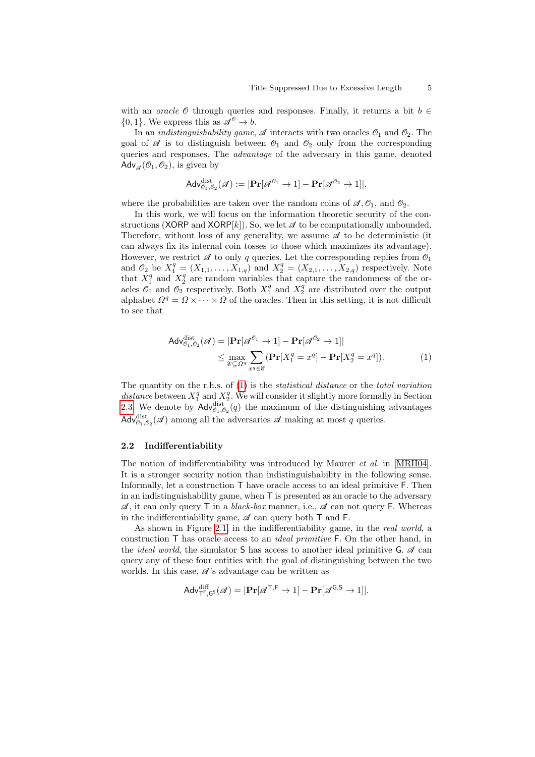with an *oracle* $\mathscr{O}$ through queries and responses. Finally, it returns a bit $b \in \{0,1\}$. We express this as $\mathscr{A}^{\mathscr{O}} \to b$.

In an *indistinguishability game*, $\mathscr{A}$ interacts with two oracles $\mathscr{O}_1$ and $\mathscr{O}_2$. The goal of $\mathscr{A}$ is to distinguish between $\mathscr{O}_1$ and $\mathscr{O}_2$ only from the corresponding queries and responses. The *advantage* of the adversary in this game, denoted $\mathsf{Adv}_{\mathscr{A}}(\mathscr{O}_1, \mathscr{O}_2)$, is given by

$$\mathsf{Adv}^{\mathrm{dist}}_{\mathscr{O}_1,\mathscr{O}_2}(\mathscr{A}) := |\mathbf{Pr}[\mathscr{A}^{\mathscr{O}_1} \to 1] - \mathbf{Pr}[\mathscr{A}^{\mathscr{O}_2} \to 1]|,$$

where the probabilities are taken over the random coins of $\mathscr{A}, \mathscr{O}_1$, and $\mathscr{O}_2$.

In this work, we will focus on the information theoretic security of the constructions ($\mathsf{XORP}$ and $\mathsf{XORP}[k]$). So, we let $\mathscr{A}$ to be computationally unbounded. Therefore, without loss of any generality, we assume $\mathscr{A}$ to be deterministic (it can always fix its internal coin tosses to those which maximizes its advantage). However, we restrict $\mathscr{A}$ to only $q$ queries. Let the corresponding replies from $\mathscr{O}_1$ and $\mathscr{O}_2$ be $X_1^q = (X_{1,1}, \ldots, X_{1,q})$ and $X_2^q = (X_{2,1}, \ldots, X_{2,q})$ respectively. Note that $X_1^q$ and $X_2^q$ are random variables that capture the randomness of the oracles $\mathscr{O}_1$ and $\mathscr{O}_2$ respectively. Both $X_1^q$ and $X_2^q$ are distributed over the output alphabet $\Omega^q = \Omega \times \cdots \times \Omega$ of the oracles. Then in this setting, it is not difficult to see that

$$\begin{aligned}
\mathsf{Adv}^{\mathrm{dist}}_{\mathscr{O}_1,\mathscr{O}_2}(\mathscr{A}) &= |\mathbf{Pr}[\mathscr{A}^{\mathscr{O}_1} \to 1] - \mathbf{Pr}[\mathscr{A}^{\mathscr{O}_2} \to 1]| \\
&\leq \max_{\mathscr{E} \subseteq \Omega^q} \sum_{x^q \in \mathscr{E}} (\mathbf{Pr}[X_1^q = x^q] - \mathbf{Pr}[X_2^q = x^q]). \qquad (1)
\end{aligned}$$

The quantity on the r.h.s. of (1) is the *statistical distance* or the *total variation distance* between $X_1^q$ and $X_2^q$. We will consider it slightly more formally in Section 2.3. We denote by $\mathsf{Adv}^{\mathrm{dist}}_{\mathscr{O}_1,\mathscr{O}_2}(q)$ the maximum of the distinguishing advantages $\mathsf{Adv}^{\mathrm{dist}}_{\mathscr{O}_1,\mathscr{O}_2}(\mathscr{A})$ among all the adversaries $\mathscr{A}$ making at most $q$ queries.

### 2.2 Indifferentiability

The notion of indifferentiability was introduced by Maurer *et al.* in [MRH04]. It is a stronger security notion than indistinguishability in the following sense. Informally, let a construction $\mathsf{T}$ have oracle access to an ideal primitive $\mathsf{F}$. Then in an indistinguishability game, when $\mathsf{T}$ is presented as an oracle to the adversary $\mathscr{A}$, it can only query $\mathsf{T}$ in a *black-box* manner, i.e., $\mathscr{A}$ can not query $\mathsf{F}$. Whereas in the indifferentiability game, $\mathscr{A}$ can query both $\mathsf{T}$ and $\mathsf{F}$.

As shown in Figure 2.1, in the indifferentiability game, in the *real world*, a construction $\mathsf{T}$ has oracle access to an *ideal primitive* $\mathsf{F}$. On the other hand, in the *ideal world*, the simulator $\mathsf{S}$ has access to another ideal primitive $\mathsf{G}$. $\mathscr{A}$ can query any of these four entities with the goal of distinguishing between the two worlds. In this case, $\mathscr{A}$'s advantage can be written as

$$\mathsf{Adv}^{\mathrm{diff}}_{\mathsf{T}^{\mathsf{F}},\mathsf{G}^{\mathsf{S}}}(\mathscr{A}) = |\mathbf{Pr}[\mathscr{A}^{\mathsf{T},\mathsf{F}} \to 1] - \mathbf{Pr}[\mathscr{A}^{\mathsf{G},\mathsf{S}} \to 1]|.$$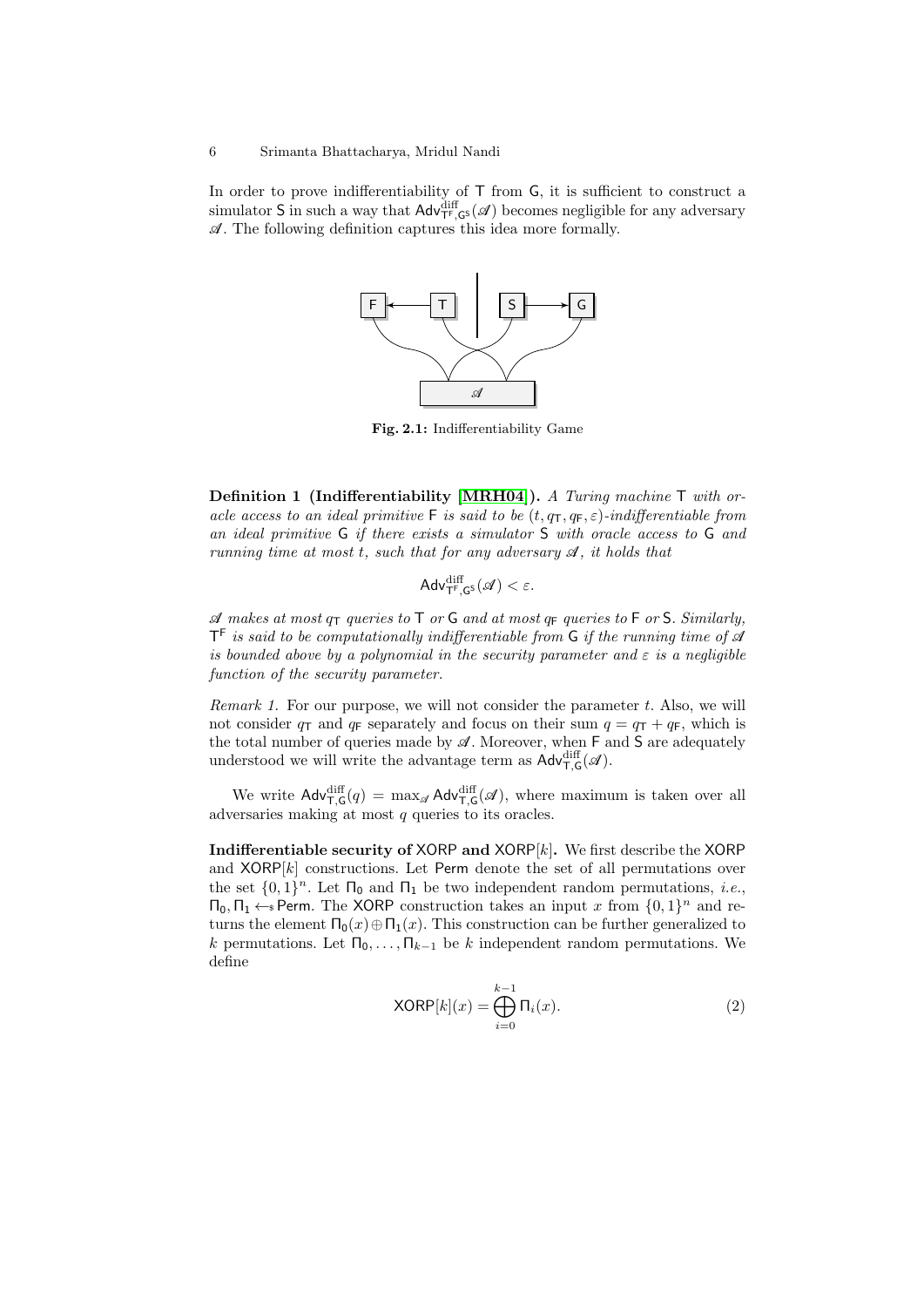In order to prove indifferentiability of $\mathsf{T}$ from $\mathsf{G}$, it is sufficient to construct a simulator $\mathsf{S}$ in such a way that $\mathsf{Adv}^{\text{diff}}_{\mathsf{T}^\mathsf{F},\mathsf{G}^\mathsf{S}}(\mathscr{A})$ becomes negligible for any adversary $\mathscr{A}$. The following definition captures this idea more formally.

**Fig. 2.1:** Indifferentiability Game

**Definition 1 (Indifferentiability [MRH04]).** *A Turing machine* $\mathsf{T}$ *with oracle access to an ideal primitive* $\mathsf{F}$ *is said to be* $(t, q_\mathsf{T}, q_\mathsf{F}, \varepsilon)$*-indifferentiable from an ideal primitive* $\mathsf{G}$ *if there exists a simulator* $\mathsf{S}$ *with oracle access to* $\mathsf{G}$ *and running time at most* $t$*, such that for any adversary* $\mathscr{A}$*, it holds that*

$$\mathsf{Adv}^{\text{diff}}_{\mathsf{T}^\mathsf{F},\mathsf{G}^\mathsf{S}}(\mathscr{A}) < \varepsilon.$$

$\mathscr{A}$ *makes at most* $q_\mathsf{T}$ *queries to* $\mathsf{T}$ *or* $\mathsf{G}$ *and at most* $q_\mathsf{F}$ *queries to* $\mathsf{F}$ *or* $\mathsf{S}$*. Similarly,* $\mathsf{T}^\mathsf{F}$ *is said to be computationally indifferentiable from* $\mathsf{G}$ *if the running time of* $\mathscr{A}$ *is bounded above by a polynomial in the security parameter and* $\varepsilon$ *is a negligible function of the security parameter.*

*Remark 1.* For our purpose, we will not consider the parameter $t$. Also, we will not consider $q_\mathsf{T}$ and $q_\mathsf{F}$ separately and focus on their sum $q = q_\mathsf{T} + q_\mathsf{F}$, which is the total number of queries made by $\mathscr{A}$. Moreover, when $\mathsf{F}$ and $\mathsf{S}$ are adequately understood we will write the advantage term as $\mathsf{Adv}^{\text{diff}}_{\mathsf{T},\mathsf{G}}(\mathscr{A})$.

We write $\mathsf{Adv}^{\text{diff}}_{\mathsf{T},\mathsf{G}}(q) = \max_{\mathscr{A}} \mathsf{Adv}^{\text{diff}}_{\mathsf{T},\mathsf{G}}(\mathscr{A})$, where maximum is taken over all adversaries making at most $q$ queries to its oracles.

**Indifferentiable security of XORP and XORP$[k]$.** We first describe the XORP and XORP$[k]$ constructions. Let Perm denote the set of all permutations over the set $\{0,1\}^n$. Let $\Pi_0$ and $\Pi_1$ be two independent random permutations, *i.e.*, $\Pi_0, \Pi_1 \leftarrow\!\!\$\ \mathsf{Perm}$. The XORP construction takes an input $x$ from $\{0,1\}^n$ and returns the element $\Pi_0(x) \oplus \Pi_1(x)$. This construction can be further generalized to $k$ permutations. Let $\Pi_0, \ldots, \Pi_{k-1}$ be $k$ independent random permutations. We define

$$\mathsf{XORP}[k](x) = \bigoplus_{i=0}^{k-1} \Pi_i(x). \tag{2}$$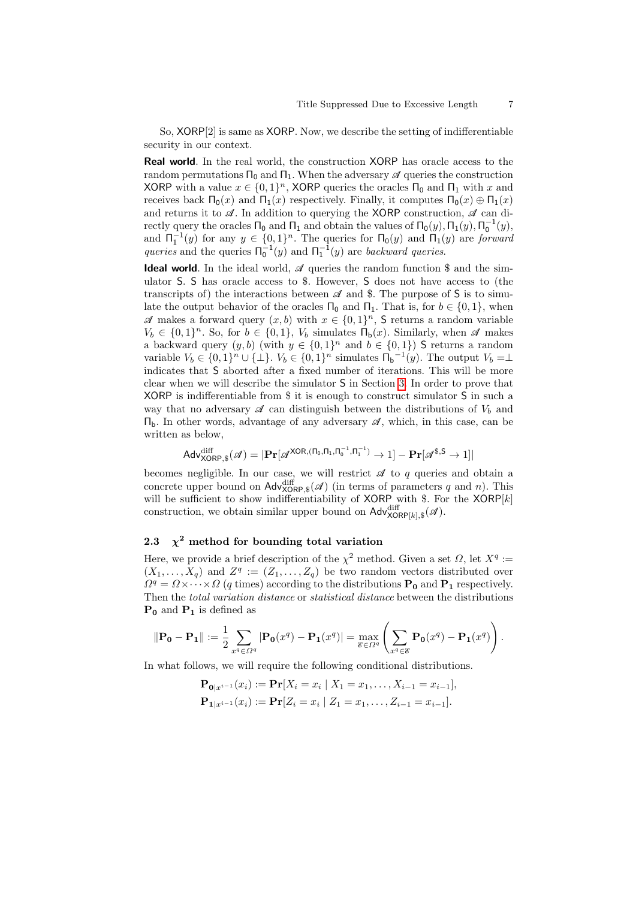So, $\mathsf{XORP}[2]$ is same as $\mathsf{XORP}$. Now, we describe the setting of indifferentiable security in our context.

**Real world**. In the real world, the construction $\mathsf{XORP}$ has oracle access to the random permutations $\Pi_0$ and $\Pi_1$. When the adversary $\mathscr{A}$ queries the construction $\mathsf{XORP}$ with a value $x \in \{0,1\}^n$, $\mathsf{XORP}$ queries the oracles $\Pi_0$ and $\Pi_1$ with $x$ and receives back $\Pi_0(x)$ and $\Pi_1(x)$ respectively. Finally, it computes $\Pi_0(x) \oplus \Pi_1(x)$ and returns it to $\mathscr{A}$. In addition to querying the $\mathsf{XORP}$ construction, $\mathscr{A}$ can directly query the oracles $\Pi_0$ and $\Pi_1$ and obtain the values of $\Pi_0(y), \Pi_1(y), \Pi_0^{-1}(y)$, and $\Pi_1^{-1}(y)$ for any $y \in \{0,1\}^n$. The queries for $\Pi_0(y)$ and $\Pi_1(y)$ are *forward queries* and the queries $\Pi_0^{-1}(y)$ and $\Pi_1^{-1}(y)$ are *backward queries*.

**Ideal world**. In the ideal world, $\mathscr{A}$ queries the random function $\$$ and the simulator $\mathsf{S}$. $\mathsf{S}$ has oracle access to $\$$. However, $\mathsf{S}$ does not have access to (the transcripts of) the interactions between $\mathscr{A}$ and $\$$. The purpose of $\mathsf{S}$ is to simulate the output behavior of the oracles $\Pi_0$ and $\Pi_1$. That is, for $b \in \{0,1\}$, when $\mathscr{A}$ makes a forward query $(x, b)$ with $x \in \{0,1\}^n$, $\mathsf{S}$ returns a random variable $V_b \in \{0,1\}^n$. So, for $b \in \{0,1\}$, $V_b$ simulates $\Pi_b(x)$. Similarly, when $\mathscr{A}$ makes a backward query $(y, b)$ (with $y \in \{0,1\}^n$ and $b \in \{0,1\}$) $\mathsf{S}$ returns a random variable $V_b \in \{0,1\}^n \cup \{\perp\}$. $V_b \in \{0,1\}^n$ simulates $\Pi_b{}^{-1}(y)$. The output $V_b = \perp$ indicates that $\mathsf{S}$ aborted after a fixed number of iterations. This will be more clear when we will describe the simulator $\mathsf{S}$ in Section 3. In order to prove that $\mathsf{XORP}$ is indifferentiable from $\$$ it is enough to construct simulator $\mathsf{S}$ in such a way that no adversary $\mathscr{A}$ can distinguish between the distributions of $V_b$ and $\Pi_b$. In other words, advantage of any adversary $\mathscr{A}$, which, in this case, can be written as below,

$$\mathsf{Adv}^{\mathrm{diff}}_{\mathsf{XORP},\$}(\mathscr{A}) = |\mathbf{Pr}[\mathscr{A}^{\mathsf{XOR},(\Pi_0,\Pi_1,\Pi_0^{-1},\Pi_1^{-1})} \rightarrow 1] - \mathbf{Pr}[\mathscr{A}^{\$,\mathsf{S}} \rightarrow 1]|$$

becomes negligible. In our case, we will restrict $\mathscr{A}$ to $q$ queries and obtain a concrete upper bound on $\mathsf{Adv}^{\mathrm{diff}}_{\mathsf{XORP},\$}(\mathscr{A})$ (in terms of parameters $q$ and $n$). This will be sufficient to show indifferentiability of $\mathsf{XORP}$ with $\$$. For the $\mathsf{XORP}[k]$ construction, we obtain similar upper bound on $\mathsf{Adv}^{\mathrm{diff}}_{\mathsf{XORP}[k],\$}(\mathscr{A})$.

### 2.3 $\chi^2$ method for bounding total variation

Here, we provide a brief description of the $\chi^2$ method. Given a set $\Omega$, let $X^q := (X_1, \ldots, X_q)$ and $Z^q := (Z_1, \ldots, Z_q)$ be two random vectors distributed over $\Omega^q = \Omega \times \cdots \times \Omega$ ($q$ times) according to the distributions $\mathbf{P_0}$ and $\mathbf{P_1}$ respectively. Then the *total variation distance* or *statistical distance* between the distributions $\mathbf{P_0}$ and $\mathbf{P_1}$ is defined as

$$\|\mathbf{P_0} - \mathbf{P_1}\| := \frac{1}{2} \sum_{x^q \in \Omega^q} |\mathbf{P_0}(x^q) - \mathbf{P_1}(x^q)| = \max_{\mathscr{E} \in \Omega^q} \left( \sum_{x^q \in \mathscr{E}} \mathbf{P_0}(x^q) - \mathbf{P_1}(x^q) \right).$$

In what follows, we will require the following conditional distributions.

$$\mathbf{P}_{\mathbf{0}|x^{i-1}}(x_i) := \mathbf{Pr}[X_i = x_i \mid X_1 = x_1, \ldots, X_{i-1} = x_{i-1}],$$
$$\mathbf{P}_{\mathbf{1}|x^{i-1}}(x_i) := \mathbf{Pr}[Z_i = x_i \mid Z_1 = x_1, \ldots, Z_{i-1} = x_{i-1}].$$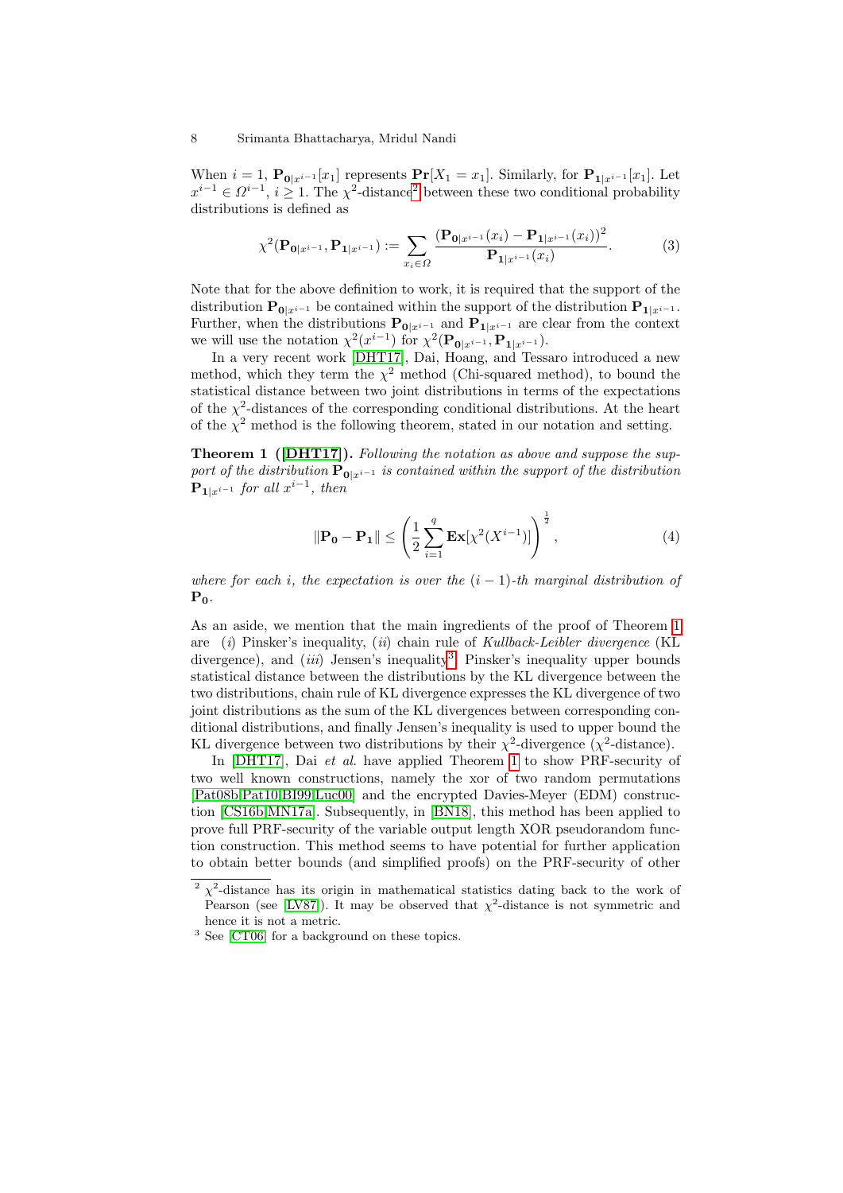When $i = 1$, $\mathbf{P}_{\mathbf{0}|x^{i-1}}[x_1]$ represents $\mathbf{Pr}[X_1 = x_1]$. Similarly, for $\mathbf{P}_{\mathbf{1}|x^{i-1}}[x_1]$. Let $x^{i-1} \in \Omega^{i-1}$, $i \geq 1$. The $\chi^2$-distance[2] between these two conditional probability distributions is defined as

$$\chi^2(\mathbf{P}_{\mathbf{0}|x^{i-1}}, \mathbf{P}_{\mathbf{1}|x^{i-1}}) := \sum_{x_i \in \Omega} \frac{(\mathbf{P}_{\mathbf{0}|x^{i-1}}(x_i) - \mathbf{P}_{\mathbf{1}|x^{i-1}}(x_i))^2}{\mathbf{P}_{\mathbf{1}|x^{i-1}}(x_i)}. \tag{3}$$

Note that for the above definition to work, it is required that the support of the distribution $\mathbf{P}_{\mathbf{0}|x^{i-1}}$ be contained within the support of the distribution $\mathbf{P}_{\mathbf{1}|x^{i-1}}$. Further, when the distributions $\mathbf{P}_{\mathbf{0}|x^{i-1}}$ and $\mathbf{P}_{\mathbf{1}|x^{i-1}}$ are clear from the context we will use the notation $\chi^2(x^{i-1})$ for $\chi^2(\mathbf{P}_{\mathbf{0}|x^{i-1}}, \mathbf{P}_{\mathbf{1}|x^{i-1}})$.

In a very recent work [DHT17], Dai, Hoang, and Tessaro introduced a new method, which they term the $\chi^2$ method (Chi-squared method), to bound the statistical distance between two joint distributions in terms of the expectations of the $\chi^2$-distances of the corresponding conditional distributions. At the heart of the $\chi^2$ method is the following theorem, stated in our notation and setting.

**Theorem 1 ([DHT17]).** *Following the notation as above and suppose the support of the distribution $\mathbf{P}_{\mathbf{0}|x^{i-1}}$ is contained within the support of the distribution $\mathbf{P}_{\mathbf{1}|x^{i-1}}$ for all $x^{i-1}$, then*

$$\|\mathbf{P_0} - \mathbf{P_1}\| \leq \left( \frac{1}{2} \sum_{i=1}^{q} \mathbf{Ex}[\chi^2(X^{i-1})] \right)^{\frac{1}{2}}, \tag{4}$$

*where for each $i$, the expectation is over the $(i-1)$-th marginal distribution of $\mathbf{P_0}$.*

As an aside, we mention that the main ingredients of the proof of Theorem 1 are ($i$) Pinsker's inequality, ($ii$) chain rule of *Kullback-Leibler divergence* (KL divergence), and ($iii$) Jensen's inequality[3]. Pinsker's inequality upper bounds statistical distance between the distributions by the KL divergence between the two distributions, chain rule of KL divergence expresses the KL divergence of two joint distributions as the sum of the KL divergences between corresponding conditional distributions, and finally Jensen's inequality is used to upper bound the KL divergence between two distributions by their $\chi^2$-divergence ($\chi^2$-distance).

In [DHT17], Dai *et al.* have applied Theorem 1 to show PRF-security of two well known constructions, namely the xor of two random permutations [Pat08b,Pat10,BI99,Luc00] and the encrypted Davies-Meyer (EDM) construction [CS16b,MN17a]. Subsequently, in [BN18], this method has been applied to prove full PRF-security of the variable output length XOR pseudorandom function construction. This method seems to have potential for further application to obtain better bounds (and simplified proofs) on the PRF-security of other

---

[2] $\chi^2$-distance has its origin in mathematical statistics dating back to the work of Pearson (see [LV87]). It may be observed that $\chi^2$-distance is not symmetric and hence it is not a metric.

[3] See [CT06] for a background on these topics.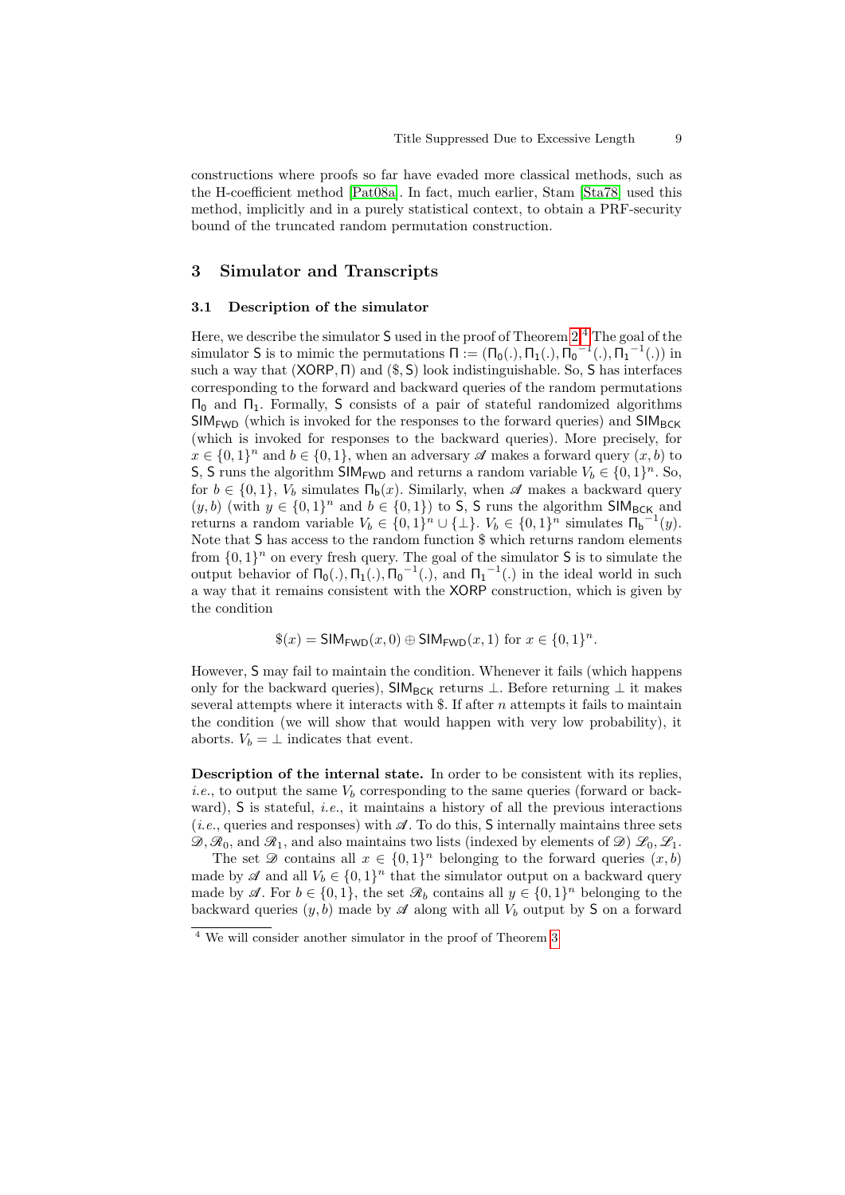constructions where proofs so far have evaded more classical methods, such as the H-coefficient method [Pat08a]. In fact, much earlier, Stam [Sta78] used this method, implicitly and in a purely statistical context, to obtain a PRF-security bound of the truncated random permutation construction.

## 3 Simulator and Transcripts

### 3.1 Description of the simulator

Here, we describe the simulator $\mathsf{S}$ used in the proof of Theorem 2.[4] The goal of the simulator $\mathsf{S}$ is to mimic the permutations $\Pi := (\Pi_0(.), \Pi_1(.), {\Pi_0}^{-1}(.), {\Pi_1}^{-1}(.))$ in such a way that $(\mathsf{XORP}, \Pi)$ and $(\$, \mathsf{S})$ look indistinguishable. So, $\mathsf{S}$ has interfaces corresponding to the forward and backward queries of the random permutations $\Pi_0$ and $\Pi_1$. Formally, $\mathsf{S}$ consists of a pair of stateful randomized algorithms $\mathsf{SIM}_{\mathsf{FWD}}$ (which is invoked for the responses to the forward queries) and $\mathsf{SIM}_{\mathsf{BCK}}$ (which is invoked for responses to the backward queries). More precisely, for $x \in \{0,1\}^n$ and $b \in \{0,1\}$, when an adversary $\mathscr{A}$ makes a forward query $(x, b)$ to $\mathsf{S}$, $\mathsf{S}$ runs the algorithm $\mathsf{SIM}_{\mathsf{FWD}}$ and returns a random variable $V_b \in \{0,1\}^n$. So, for $b \in \{0,1\}$, $V_b$ simulates $\Pi_{\mathsf{b}}(x)$. Similarly, when $\mathscr{A}$ makes a backward query $(y, b)$ (with $y \in \{0,1\}^n$ and $b \in \{0,1\}$) to $\mathsf{S}$, $\mathsf{S}$ runs the algorithm $\mathsf{SIM}_{\mathsf{BCK}}$ and returns a random variable $V_b \in \{0,1\}^n \cup \{\perp\}$. $V_b \in \{0,1\}^n$ simulates ${\Pi_{\mathsf{b}}}^{-1}(y)$. Note that $\mathsf{S}$ has access to the random function $\$$ which returns random elements from $\{0,1\}^n$ on every fresh query. The goal of the simulator $\mathsf{S}$ is to simulate the output behavior of $\Pi_0(.), \Pi_1(.), {\Pi_0}^{-1}(.)$, and ${\Pi_1}^{-1}(.)$ in the ideal world in such a way that it remains consistent with the $\mathsf{XORP}$ construction, which is given by the condition

$$\$(x) = \mathsf{SIM}_{\mathsf{FWD}}(x, 0) \oplus \mathsf{SIM}_{\mathsf{FWD}}(x, 1) \text{ for } x \in \{0,1\}^n.$$

However, $\mathsf{S}$ may fail to maintain the condition. Whenever it fails (which happens only for the backward queries), $\mathsf{SIM}_{\mathsf{BCK}}$ returns $\perp$. Before returning $\perp$ it makes several attempts where it interacts with $\$$. If after $n$ attempts it fails to maintain the condition (we will show that would happen with very low probability), it aborts. $V_b = \perp$ indicates that event.

**Description of the internal state.** In order to be consistent with its replies, *i.e.*, to output the same $V_b$ corresponding to the same queries (forward or backward), $\mathsf{S}$ is stateful, *i.e.*, it maintains a history of all the previous interactions (*i.e.*, queries and responses) with $\mathscr{A}$. To do this, $\mathsf{S}$ internally maintains three sets $\mathscr{D}, \mathscr{R}_0$, and $\mathscr{R}_1$, and also maintains two lists (indexed by elements of $\mathscr{D}$) $\mathscr{L}_0, \mathscr{L}_1$.

The set $\mathscr{D}$ contains all $x \in \{0,1\}^n$ belonging to the forward queries $(x, b)$ made by $\mathscr{A}$ and all $V_b \in \{0,1\}^n$ that the simulator output on a backward query made by $\mathscr{A}$. For $b \in \{0,1\}$, the set $\mathscr{R}_b$ contains all $y \in \{0,1\}^n$ belonging to the backward queries $(y, b)$ made by $\mathscr{A}$ along with all $V_b$ output by $\mathsf{S}$ on a forward

[4] We will consider another simulator in the proof of Theorem 3.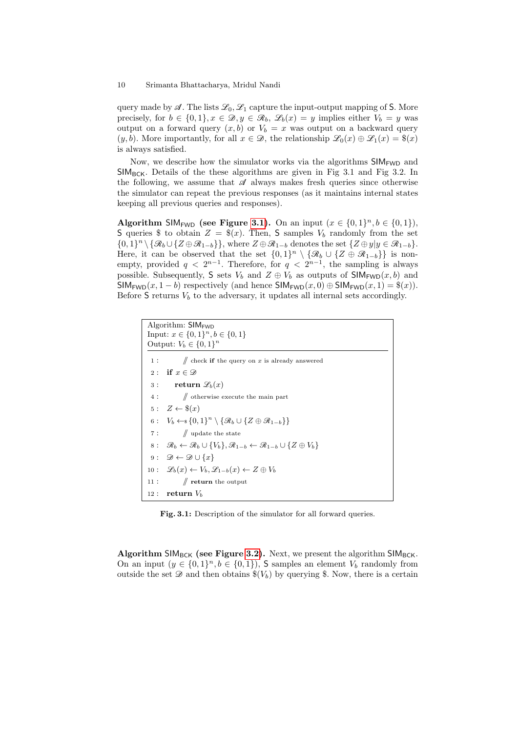query made by $\mathscr{A}$. The lists $\mathscr{L}_0, \mathscr{L}_1$ capture the input-output mapping of $\mathsf{S}$. More precisely, for $b \in \{0,1\}, x \in \mathscr{D}, y \in \mathscr{R}_b$, $\mathscr{L}_b(x) = y$ implies either $V_b = y$ was output on a forward query $(x, b)$ or $V_b = x$ was output on a backward query $(y, b)$. More importantly, for all $x \in \mathscr{D}$, the relationship $\mathscr{L}_0(x) \oplus \mathscr{L}_1(x) = \$(x)$ is always satisfied.

Now, we describe how the simulator works via the algorithms $\mathsf{SIM}_{\mathsf{FWD}}$ and $\mathsf{SIM}_{\mathsf{BCK}}$. Details of the these algorithms are given in Fig 3.1 and Fig 3.2. In the following, we assume that $\mathscr{A}$ always makes fresh queries since otherwise the simulator can repeat the previous responses (as it maintains internal states keeping all previous queries and responses).

**Algorithm $\mathsf{SIM}_{\mathsf{FWD}}$ (see Figure 3.1).** On an input $(x \in \{0,1\}^n, b \in \{0,1\})$, $\mathsf{S}$ queries \$ to obtain $Z = \$(x)$. Then, $\mathsf{S}$ samples $V_b$ randomly from the set $\{0,1\}^n \setminus \{\mathscr{R}_b \cup \{Z \oplus \mathscr{R}_{1-b}\}\}$, where $Z \oplus \mathscr{R}_{1-b}$ denotes the set $\{Z \oplus y | y \in \mathscr{R}_{1-b}\}$. Here, it can be observed that the set $\{0,1\}^n \setminus \{\mathscr{R}_b \cup \{Z \oplus \mathscr{R}_{1-b}\}\}$ is non-empty, provided $q < 2^{n-1}$. Therefore, for $q < 2^{n-1}$, the sampling is always possible. Subsequently, $\mathsf{S}$ sets $V_b$ and $Z \oplus V_b$ as outputs of $\mathsf{SIM}_{\mathsf{FWD}}(x, b)$ and $\mathsf{SIM}_{\mathsf{FWD}}(x, 1-b)$ respectively (and hence $\mathsf{SIM}_{\mathsf{FWD}}(x, 0) \oplus \mathsf{SIM}_{\mathsf{FWD}}(x, 1) = \$(x)$). Before $\mathsf{S}$ returns $V_b$ to the adversary, it updates all internal sets accordingly.

```
Algorithm: SIM_FWD
Input: x ∈ {0,1}^n, b ∈ {0,1}
Output: V_b ∈ {0,1}^n

 1 :      // check if the query on x is already answered
 2 :  if x ∈ D
 3 :     return L_b(x)
 4 :      // otherwise execute the main part
 5 :  Z ← $(x)
 6 :  V_b ←$ {0,1}^n \ {R_b ∪ {Z ⊕ R_{1-b}}}
 7 :      // update the state
 8 :  R_b ← R_b ∪ {V_b}, R_{1-b} ← R_{1-b} ∪ {Z ⊕ V_b}
 9 :  D ← D ∪ {x}
10 :  L_b(x) ← V_b, L_{1-b}(x) ← Z ⊕ V_b
11 :      // return the output
12 :  return V_b
```

**Fig. 3.1:** Description of the simulator for all forward queries.

**Algorithm $\mathsf{SIM}_{\mathsf{BCK}}$ (see Figure 3.2).** Next, we present the algorithm $\mathsf{SIM}_{\mathsf{BCK}}$. On an input $(y \in \{0,1\}^n, b \in \{0,1\})$, $\mathsf{S}$ samples an element $V_b$ randomly from outside the set $\mathscr{D}$ and then obtains $\$(V_b)$ by querying \$. Now, there is a certain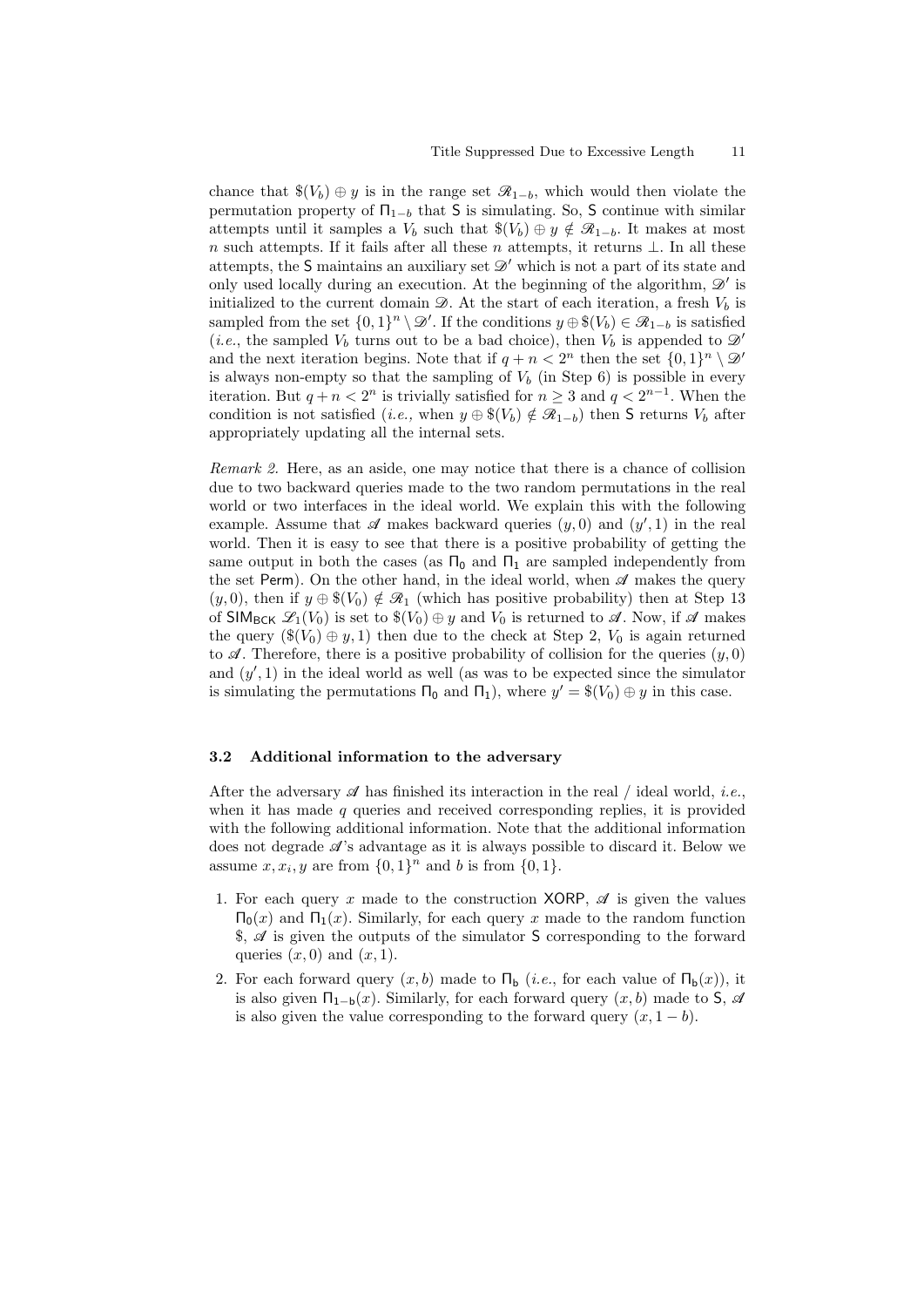chance that $\$(V_b) \oplus y$ is in the range set $\mathscr{R}_{1-b}$, which would then violate the permutation property of $\Pi_{1-b}$ that $\mathsf{S}$ is simulating. So, $\mathsf{S}$ continue with similar attempts until it samples a $V_b$ such that $\$(V_b) \oplus y \notin \mathscr{R}_{1-b}$. It makes at most $n$ such attempts. If it fails after all these $n$ attempts, it returns $\perp$. In all these attempts, the $\mathsf{S}$ maintains an auxiliary set $\mathscr{D}'$ which is not a part of its state and only used locally during an execution. At the beginning of the algorithm, $\mathscr{D}'$ is initialized to the current domain $\mathscr{D}$. At the start of each iteration, a fresh $V_b$ is sampled from the set $\{0,1\}^n \setminus \mathscr{D}'$. If the conditions $y \oplus \$(V_b) \in \mathscr{R}_{1-b}$ is satisfied (*i.e.*, the sampled $V_b$ turns out to be a bad choice), then $V_b$ is appended to $\mathscr{D}'$ and the next iteration begins. Note that if $q + n < 2^n$ then the set $\{0,1\}^n \setminus \mathscr{D}'$ is always non-empty so that the sampling of $V_b$ (in Step 6) is possible in every iteration. But $q + n < 2^n$ is trivially satisfied for $n \geq 3$ and $q < 2^{n-1}$. When the condition is not satisfied (*i.e.,* when $y \oplus \$(V_b) \notin \mathscr{R}_{1-b}$) then $\mathsf{S}$ returns $V_b$ after appropriately updating all the internal sets.

*Remark 2.* Here, as an aside, one may notice that there is a chance of collision due to two backward queries made to the two random permutations in the real world or two interfaces in the ideal world. We explain this with the following example. Assume that $\mathscr{A}$ makes backward queries $(y, 0)$ and $(y', 1)$ in the real world. Then it is easy to see that there is a positive probability of getting the same output in both the cases (as $\Pi_0$ and $\Pi_1$ are sampled independently from the set $\mathsf{Perm}$). On the other hand, in the ideal world, when $\mathscr{A}$ makes the query $(y, 0)$, then if $y \oplus \$(V_0) \notin \mathscr{R}_1$ (which has positive probability) then at Step 13 of $\mathsf{SIM}_{\mathsf{BCK}}$ $\mathscr{L}_1(V_0)$ is set to $\$(V_0) \oplus y$ and $V_0$ is returned to $\mathscr{A}$. Now, if $\mathscr{A}$ makes the query $(\$(V_0) \oplus y, 1)$ then due to the check at Step 2, $V_0$ is again returned to $\mathscr{A}$. Therefore, there is a positive probability of collision for the queries $(y, 0)$ and $(y', 1)$ in the ideal world as well (as was to be expected since the simulator is simulating the permutations $\Pi_0$ and $\Pi_1$), where $y' = \$(V_0) \oplus y$ in this case.

### 3.2 Additional information to the adversary

After the adversary $\mathscr{A}$ has finished its interaction in the real / ideal world, *i.e.*, when it has made $q$ queries and received corresponding replies, it is provided with the following additional information. Note that the additional information does not degrade $\mathscr{A}$'s advantage as it is always possible to discard it. Below we assume $x, x_i, y$ are from $\{0,1\}^n$ and $b$ is from $\{0,1\}$.

1. For each query $x$ made to the construction $\mathsf{XORP}$, $\mathscr{A}$ is given the values $\Pi_0(x)$ and $\Pi_1(x)$. Similarly, for each query $x$ made to the random function $\$$, $\mathscr{A}$ is given the outputs of the simulator $\mathsf{S}$ corresponding to the forward queries $(x, 0)$ and $(x, 1)$.
2. For each forward query $(x, b)$ made to $\Pi_b$ (*i.e.*, for each value of $\Pi_b(x)$), it is also given $\Pi_{1-b}(x)$. Similarly, for each forward query $(x, b)$ made to $\mathsf{S}$, $\mathscr{A}$ is also given the value corresponding to the forward query $(x, 1-b)$.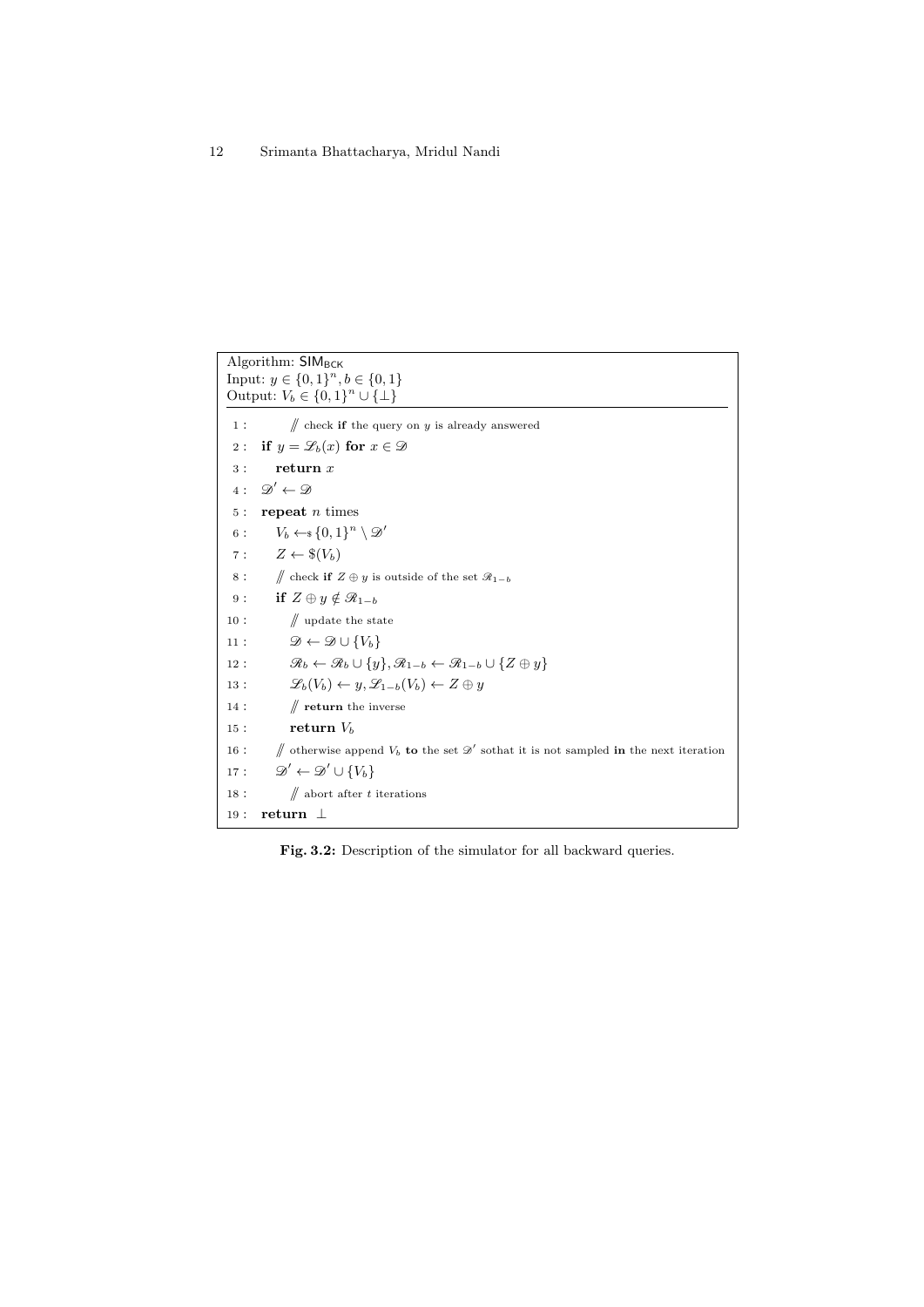```
Algorithm: SIM_BCK
Input: y ∈ {0,1}^n, b ∈ {0,1}
Output: V_b ∈ {0,1}^n ∪ {⊥}

 1 :      // check if the query on y is already answered
 2 :  if y = 𝓛_b(x) for x ∈ 𝒟
 3 :     return x
 4 :  𝒟' ← 𝒟
 5 :  repeat n times
 6 :     V_b ←$ {0,1}^n \ 𝒟'
 7 :     Z ← $(V_b)
 8 :     // check if Z ⊕ y is outside of the set 𝓡_{1−b}
 9 :     if Z ⊕ y ∉ 𝓡_{1−b}
10 :        // update the state
11 :        𝒟 ← 𝒟 ∪ {V_b}
12 :        𝓡_b ← 𝓡_b ∪ {y}, 𝓡_{1−b} ← 𝓡_{1−b} ∪ {Z ⊕ y}
13 :        𝓛_b(V_b) ← y, 𝓛_{1−b}(V_b) ← Z ⊕ y
14 :        // return the inverse
15 :        return V_b
16 :     // otherwise append V_b to the set 𝒟' sothat it is not sampled in the next iteration
17 :     𝒟' ← 𝒟' ∪ {V_b}
18 :        // abort after t iterations
19 :  return ⊥
```

**Fig. 3.2:** Description of the simulator for all backward queries.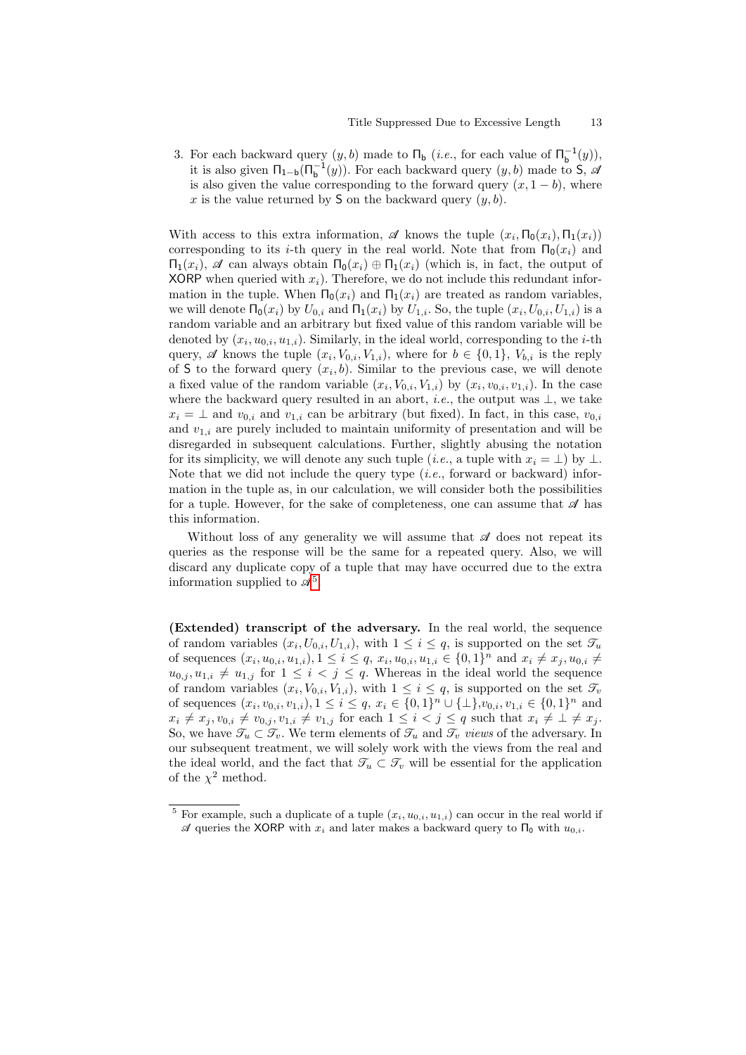3. For each backward query $(y, b)$ made to $\mathsf{\Pi_b}$ (*i.e.*, for each value of $\mathsf{\Pi_b^{-1}}(y)$), it is also given $\mathsf{\Pi_{1-b}}(\mathsf{\Pi_b^{-1}}(y))$. For each backward query $(y, b)$ made to $\mathsf{S}$, $\mathscr{A}$ is also given the value corresponding to the forward query $(x, 1 - b)$, where $x$ is the value returned by $\mathsf{S}$ on the backward query $(y, b)$.

With access to this extra information, $\mathscr{A}$ knows the tuple $(x_i, \mathsf{\Pi_0}(x_i), \mathsf{\Pi_1}(x_i))$ corresponding to its $i$-th query in the real world. Note that from $\mathsf{\Pi_0}(x_i)$ and $\mathsf{\Pi_1}(x_i)$, $\mathscr{A}$ can always obtain $\mathsf{\Pi_0}(x_i) \oplus \mathsf{\Pi_1}(x_i)$ (which is, in fact, the output of $\mathsf{XORP}$ when queried with $x_i$). Therefore, we do not include this redundant information in the tuple. When $\mathsf{\Pi_0}(x_i)$ and $\mathsf{\Pi_1}(x_i)$ are treated as random variables, we will denote $\mathsf{\Pi_0}(x_i)$ by $U_{0,i}$ and $\mathsf{\Pi_1}(x_i)$ by $U_{1,i}$. So, the tuple $(x_i, U_{0,i}, U_{1,i})$ is a random variable and an arbitrary but fixed value of this random variable will be denoted by $(x_i, u_{0,i}, u_{1,i})$. Similarly, in the ideal world, corresponding to the $i$-th query, $\mathscr{A}$ knows the tuple $(x_i, V_{0,i}, V_{1,i})$, where for $b \in \{0, 1\}$, $V_{b,i}$ is the reply of $\mathsf{S}$ to the forward query $(x_i, b)$. Similar to the previous case, we will denote a fixed value of the random variable $(x_i, V_{0,i}, V_{1,i})$ by $(x_i, v_{0,i}, v_{1,i})$. In the case where the backward query resulted in an abort, *i.e.*, the output was $\perp$, we take $x_i = \perp$ and $v_{0,i}$ and $v_{1,i}$ can be arbitrary (but fixed). In fact, in this case, $v_{0,i}$ and $v_{1,i}$ are purely included to maintain uniformity of presentation and will be disregarded in subsequent calculations. Further, slightly abusing the notation for its simplicity, we will denote any such tuple (*i.e.*, a tuple with $x_i = \perp$) by $\perp$. Note that we did not include the query type (*i.e.*, forward or backward) information in the tuple as, in our calculation, we will consider both the possibilities for a tuple. However, for the sake of completeness, one can assume that $\mathscr{A}$ has this information.

Without loss of any generality we will assume that $\mathscr{A}$ does not repeat its queries as the response will be the same for a repeated query. Also, we will discard any duplicate copy of a tuple that may have occurred due to the extra information supplied to $\mathscr{A}$.[5]

**(Extended) transcript of the adversary.** In the real world, the sequence of random variables $(x_i, U_{0,i}, U_{1,i})$, with $1 \leq i \leq q$, is supported on the set $\mathscr{T}_u$ of sequences $(x_i, u_{0,i}, u_{1,i}), 1 \leq i \leq q$, $x_i, u_{0,i}, u_{1,i} \in \{0,1\}^n$ and $x_i \neq x_j, u_{0,i} \neq u_{0,j}, u_{1,i} \neq u_{1,j}$ for $1 \leq i < j \leq q$. Whereas in the ideal world the sequence of random variables $(x_i, V_{0,i}, V_{1,i})$, with $1 \leq i \leq q$, is supported on the set $\mathscr{T}_v$ of sequences $(x_i, v_{0,i}, v_{1,i}), 1 \leq i \leq q$, $x_i \in \{0,1\}^n \cup \{\perp\}, v_{0,i}, v_{1,i} \in \{0,1\}^n$ and $x_i \neq x_j, v_{0,i} \neq v_{0,j}, v_{1,i} \neq v_{1,j}$ for each $1 \leq i < j \leq q$ such that $x_i \neq \perp \neq x_j$. So, we have $\mathscr{T}_u \subset \mathscr{T}_v$. We term elements of $\mathscr{T}_u$ and $\mathscr{T}_v$ *views* of the adversary. In our subsequent treatment, we will solely work with the views from the real and the ideal world, and the fact that $\mathscr{T}_u \subset \mathscr{T}_v$ will be essential for the application of the $\chi^2$ method.

---

[5] For example, such a duplicate of a tuple $(x_i, u_{0,i}, u_{1,i})$ can occur in the real world if $\mathscr{A}$ queries the $\mathsf{XORP}$ with $x_i$ and later makes a backward query to $\mathsf{\Pi_0}$ with $u_{0,i}$.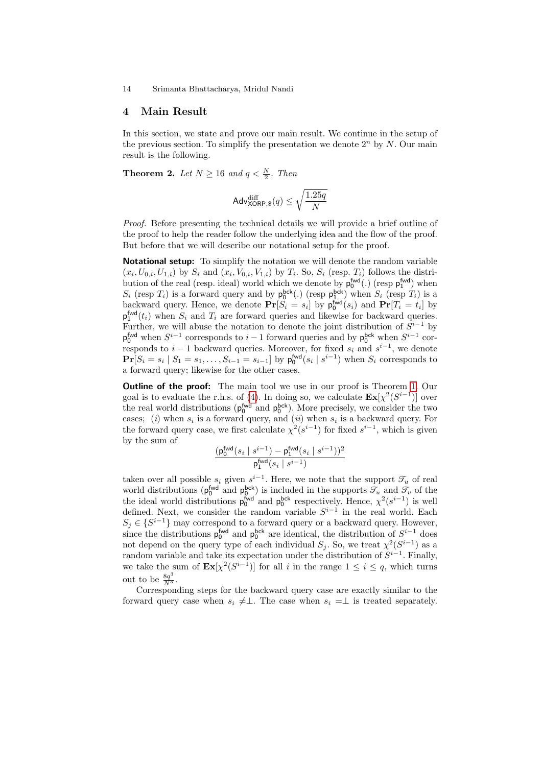## 4 Main Result

In this section, we state and prove our main result. We continue in the setup of the previous section. To simplify the presentation we denote $2^n$ by $N$. Our main result is the following.

**Theorem 2.** *Let $N \geq 16$ and $q < \frac{N}{2}$. Then*

$$\mathsf{Adv}^{\text{diff}}_{\mathsf{XORP},\$}(q) \leq \sqrt{\frac{1.25q}{N}}$$

*Proof.* Before presenting the technical details we will provide a brief outline of the proof to help the reader follow the underlying idea and the flow of the proof. But before that we will describe our notational setup for the proof.

**Notational setup:** To simplify the notation we will denote the random variable $(x_i, U_{0,i}, U_{1,i})$ by $S_i$ and $(x_i, V_{0,i}, V_{1,i})$ by $T_i$. So, $S_i$ (resp. $T_i$) follows the distribution of the real (resp. ideal) world which we denote by $\mathsf{p}_0^{\mathsf{fwd}}(.)$ (resp $\mathsf{p}_1^{\mathsf{fwd}}$) when $S_i$ (resp $T_i$) is a forward query and by $\mathsf{p}_0^{\mathsf{bck}}(.)$ (resp $\mathsf{p}_1^{\mathsf{bck}}$) when $S_i$ (resp $T_i$) is a backward query. Hence, we denote $\mathbf{Pr}[S_i = s_i]$ by $\mathsf{p}_0^{\mathsf{fwd}}(s_i)$ and $\mathbf{Pr}[T_i = t_i]$ by $\mathsf{p}_1^{\mathsf{fwd}}(t_i)$ when $S_i$ and $T_i$ are forward queries and likewise for backward queries. Further, we will abuse the notation to denote the joint distribution of $S^{i-1}$ by $\mathsf{p}_0^{\mathsf{fwd}}$ when $S^{i-1}$ corresponds to $i-1$ forward queries and by $\mathsf{p}_0^{\mathsf{bck}}$ when $S^{i-1}$ corresponds to $i-1$ backward queries. Moreover, for fixed $s_i$ and $s^{i-1}$, we denote $\mathbf{Pr}[S_i = s_i \mid S_1 = s_1, \ldots, S_{i-1} = s_{i-1}]$ by $\mathsf{p}_0^{\mathsf{fwd}}(s_i \mid s^{i-1})$ when $S_i$ corresponds to a forward query; likewise for the other cases.

**Outline of the proof:** The main tool we use in our proof is Theorem 1. Our goal is to evaluate the r.h.s. of (4). In doing so, we calculate $\mathbf{Ex}[\chi^2(S^{i-1})]$ over the real world distributions ($\mathsf{p}_0^{\mathsf{fwd}}$ and $\mathsf{p}_0^{\mathsf{bck}}$). More precisely, we consider the two cases; $(i)$ when $s_i$ is a forward query, and $(ii)$ when $s_i$ is a backward query. For the forward query case, we first calculate $\chi^2(s^{i-1})$ for fixed $s^{i-1}$, which is given by the sum of

$$\frac{(\mathsf{p}_0^{\mathsf{fwd}}(s_i \mid s^{i-1}) - \mathsf{p}_1^{\mathsf{fwd}}(s_i \mid s^{i-1}))^2}{\mathsf{p}_1^{\mathsf{fwd}}(s_i \mid s^{i-1})}$$

taken over all possible $s_i$ given $s^{i-1}$. Here, we note that the support $\mathscr{T}_u$ of real world distributions ($\mathsf{p}_0^{\mathsf{fwd}}$ and $\mathsf{p}_0^{\mathsf{bck}}$) is included in the supports $\mathscr{T}_u$ and $\mathscr{T}_v$ of the the ideal world distributions $\mathsf{p}_0^{\mathsf{fwd}}$ and $\mathsf{p}_0^{\mathsf{bck}}$ respectively. Hence, $\chi^2(s^{i-1})$ is well defined. Next, we consider the random variable $S^{i-1}$ in the real world. Each $S_j \in \{S^{i-1}\}$ may correspond to a forward query or a backward query. However, since the distributions $\mathsf{p}_0^{\mathsf{fwd}}$ and $\mathsf{p}_0^{\mathsf{bck}}$ are identical, the distribution of $S^{i-1}$ does not depend on the query type of each individual $S_j$. So, we treat $\chi^2(S^{i-1})$ as a random variable and take its expectation under the distribution of $S^{i-1}$. Finally, we take the sum of $\mathbf{Ex}[\chi^2(S^{i-1})]$ for all $i$ in the range $1 \leq i \leq q$, which turns out to be $\frac{8q^3}{N^3}$.

Corresponding steps for the backward query case are exactly similar to the forward query case when $s_i \neq \perp$. The case when $s_i = \perp$ is treated separately.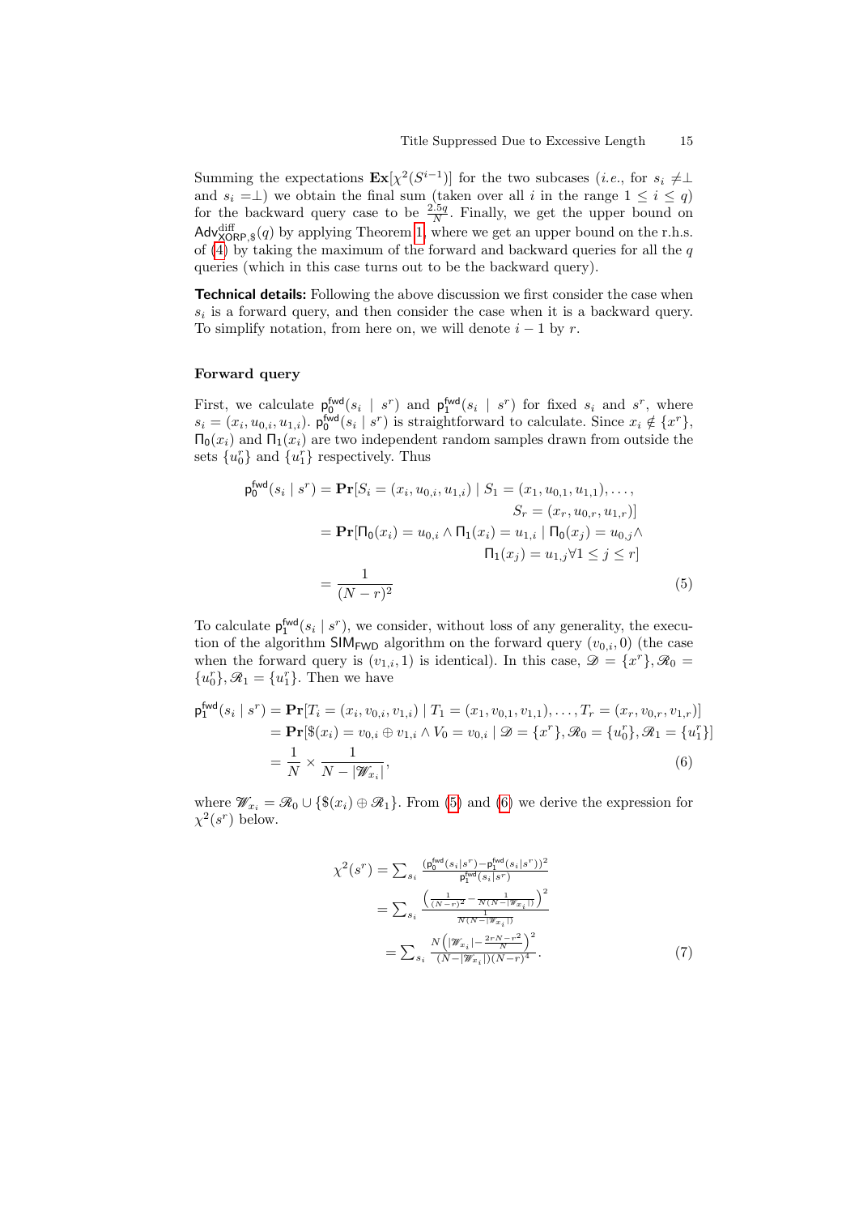Summing the expectations $\mathbf{Ex}[\chi^2(S^{i-1})]$ for the two subcases (*i.e.*, for $s_i \neq \perp$ and $s_i = \perp$) we obtain the final sum (taken over all $i$ in the range $1 \leq i \leq q$) for the backward query case to be $\frac{2.5q}{N}$. Finally, we get the upper bound on $\mathsf{Adv}^{\mathrm{diff}}_{\mathsf{XORP},\$}(q)$ by applying Theorem 1, where we get an upper bound on the r.h.s. of (4) by taking the maximum of the forward and backward queries for all the $q$ queries (which in this case turns out to be the backward query).

**Technical details:** Following the above discussion we first consider the case when $s_i$ is a forward query, and then consider the case when it is a backward query. To simplify notation, from here on, we will denote $i-1$ by $r$.

### Forward query

First, we calculate $\mathsf{p}_0^{\mathsf{fwd}}(s_i \mid s^r)$ and $\mathsf{p}_1^{\mathsf{fwd}}(s_i \mid s^r)$ for fixed $s_i$ and $s^r$, where $s_i = (x_i, u_{0,i}, u_{1,i})$. $\mathsf{p}_0^{\mathsf{fwd}}(s_i \mid s^r)$ is straightforward to calculate. Since $x_i \notin \{x^r\}$, $\Pi_0(x_i)$ and $\Pi_1(x_i)$ are two independent random samples drawn from outside the sets $\{u_0^r\}$ and $\{u_1^r\}$ respectively. Thus

$$
\begin{aligned}
\mathsf{p}_0^{\mathsf{fwd}}(s_i \mid s^r) &= \mathbf{Pr}[S_i = (x_i, u_{0,i}, u_{1,i}) \mid S_1 = (x_1, u_{0,1}, u_{1,1}), \ldots, \\
&\qquad\qquad S_r = (x_r, u_{0,r}, u_{1,r})] \\
&= \mathbf{Pr}[\Pi_0(x_i) = u_{0,i} \wedge \Pi_1(x_i) = u_{1,i} \mid \Pi_0(x_j) = u_{0,j} \wedge \\
&\qquad\qquad \Pi_1(x_j) = u_{1,j} \forall 1 \leq j \leq r] \\
&= \frac{1}{(N-r)^2}
\end{aligned} \tag{5}
$$

To calculate $\mathsf{p}_1^{\mathsf{fwd}}(s_i \mid s^r)$, we consider, without loss of any generality, the execution of the algorithm $\mathsf{SIM}_{\mathsf{FWD}}$ algorithm on the forward query $(v_{0,i}, 0)$ (the case when the forward query is $(v_{1,i}, 1)$ is identical). In this case, $\mathscr{D} = \{x^r\}, \mathscr{R}_0 = \{u_0^r\}, \mathscr{R}_1 = \{u_1^r\}$. Then we have

$$
\begin{aligned}
\mathsf{p}_1^{\mathsf{fwd}}(s_i \mid s^r) &= \mathbf{Pr}[T_i = (x_i, v_{0,i}, v_{1,i}) \mid T_1 = (x_1, v_{0,1}, v_{1,1}), \ldots, T_r = (x_r, v_{0,r}, v_{1,r})] \\
&= \mathbf{Pr}[\$(x_i) = v_{0,i} \oplus v_{1,i} \wedge V_0 = v_{0,i} \mid \mathscr{D} = \{x^r\}, \mathscr{R}_0 = \{u_0^r\}, \mathscr{R}_1 = \{u_1^r\}] \\
&= \frac{1}{N} \times \frac{1}{N - |\mathscr{W}_{x_i}|},
\end{aligned} \tag{6}
$$

where $\mathscr{W}_{x_i} = \mathscr{R}_0 \cup \{\$(x_i) \oplus \mathscr{R}_1\}$. From (5) and (6) we derive the expression for $\chi^2(s^r)$ below.

$$
\begin{aligned}
\chi^2(s^r) &= \sum_{s_i} \frac{(\mathsf{p}_0^{\mathsf{fwd}}(s_i|s^r) - \mathsf{p}_1^{\mathsf{fwd}}(s_i|s^r))^2}{\mathsf{p}_1^{\mathsf{fwd}}(s_i|s^r)} \\
&= \sum_{s_i} \frac{\left(\frac{1}{(N-r)^2} - \frac{1}{N(N-|\mathscr{W}_{x_i}|)}\right)^2}{\frac{1}{N(N-|\mathscr{W}_{x_i}|)}} \\
&= \sum_{s_i} \frac{N\left(|\mathscr{W}_{x_i}| - \frac{2rN - r^2}{N}\right)^2}{(N-|\mathscr{W}_{x_i}|)(N-r)^4}.
\end{aligned} \tag{7}
$$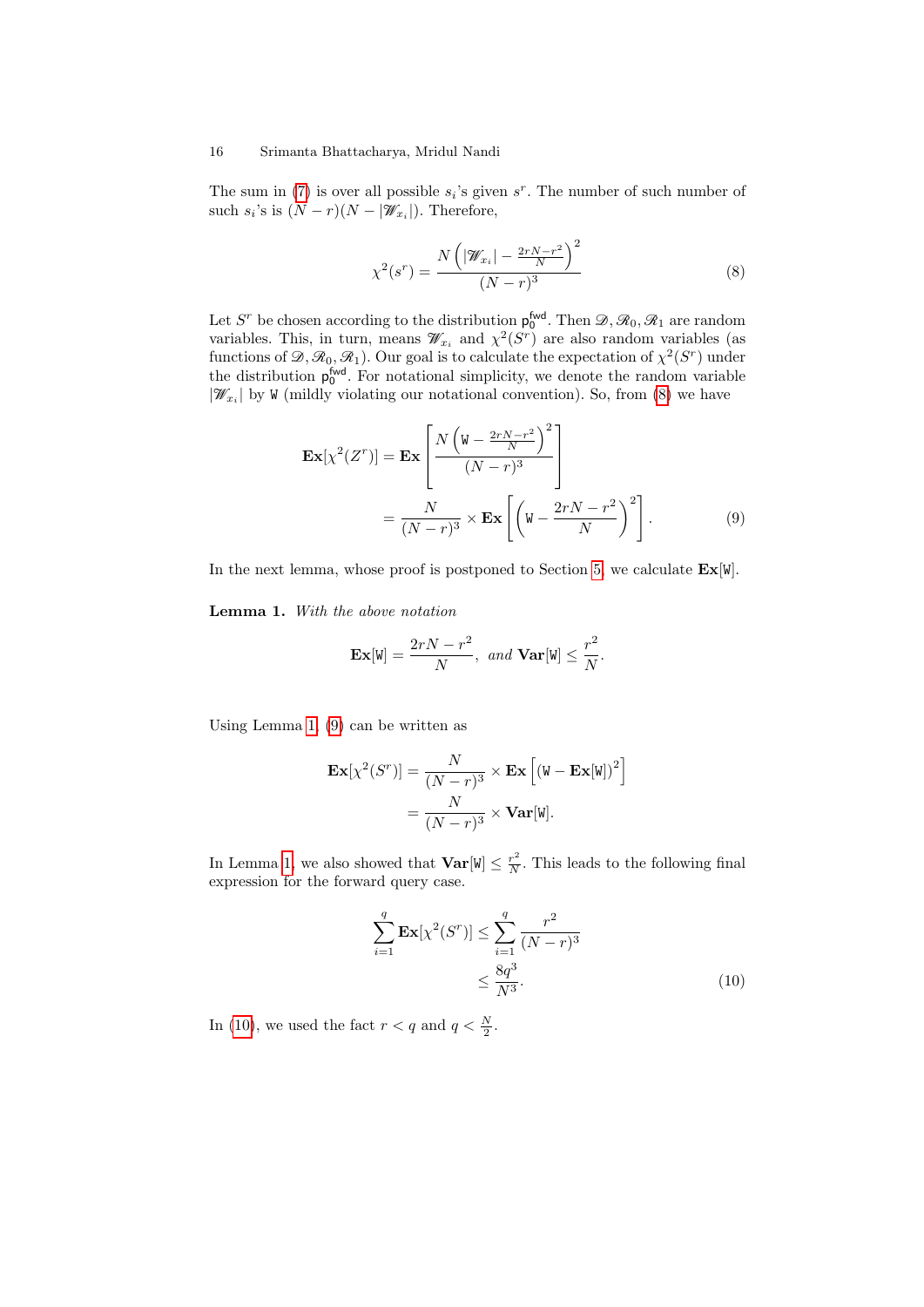The sum in (7) is over all possible $s_i$'s given $s^r$. The number of such number of such $s_i$'s is $(N-r)(N-|\mathscr{W}_{x_i}|)$. Therefore,

$$\chi^2(s^r) = \frac{N\left(|\mathscr{W}_{x_i}| - \frac{2rN-r^2}{N}\right)^2}{(N-r)^3} \tag{8}$$

Let $S^r$ be chosen according to the distribution $\mathsf{p}_0^{\mathsf{fwd}}$. Then $\mathscr{D}, \mathscr{R}_0, \mathscr{R}_1$ are random variables. This, in turn, means $\mathscr{W}_{x_i}$ and $\chi^2(S^r)$ are also random variables (as functions of $\mathscr{D}, \mathscr{R}_0, \mathscr{R}_1$). Our goal is to calculate the expectation of $\chi^2(S^r)$ under the distribution $\mathsf{p}_0^{\mathsf{fwd}}$. For notational simplicity, we denote the random variable $|\mathscr{W}_{x_i}|$ by $\mathtt{W}$ (mildly violating our notational convention). So, from (8) we have

$$\begin{aligned}
\mathbf{Ex}[\chi^2(Z^r)] &= \mathbf{Ex}\left[\frac{N\left(\mathtt{W} - \frac{2rN-r^2}{N}\right)^2}{(N-r)^3}\right] \\
&= \frac{N}{(N-r)^3} \times \mathbf{Ex}\left[\left(\mathtt{W} - \frac{2rN-r^2}{N}\right)^2\right].
\end{aligned} \tag{9}$$

In the next lemma, whose proof is postponed to Section 5, we calculate $\mathbf{Ex}[\mathtt{W}]$.

**Lemma 1.** *With the above notation*

$$\mathbf{Ex}[\mathtt{W}] = \frac{2rN-r^2}{N}, \ \textit{and } \mathbf{Var}[\mathtt{W}] \leq \frac{r^2}{N}.$$

Using Lemma 1, (9) can be written as

$$\begin{aligned}
\mathbf{Ex}[\chi^2(S^r)] &= \frac{N}{(N-r)^3} \times \mathbf{Ex}\left[(\mathtt{W} - \mathbf{Ex}[\mathtt{W}])^2\right] \\
&= \frac{N}{(N-r)^3} \times \mathbf{Var}[\mathtt{W}].
\end{aligned}$$

In Lemma 1, we also showed that $\mathbf{Var}[\mathtt{W}] \leq \frac{r^2}{N}$. This leads to the following final expression for the forward query case.

$$\begin{aligned}
\sum_{i=1}^{q} \mathbf{Ex}[\chi^2(S^r)] &\leq \sum_{i=1}^{q} \frac{r^2}{(N-r)^3} \\
&\leq \frac{8q^3}{N^3}.
\end{aligned} \tag{10}$$

In (10), we used the fact $r < q$ and $q < \frac{N}{2}$.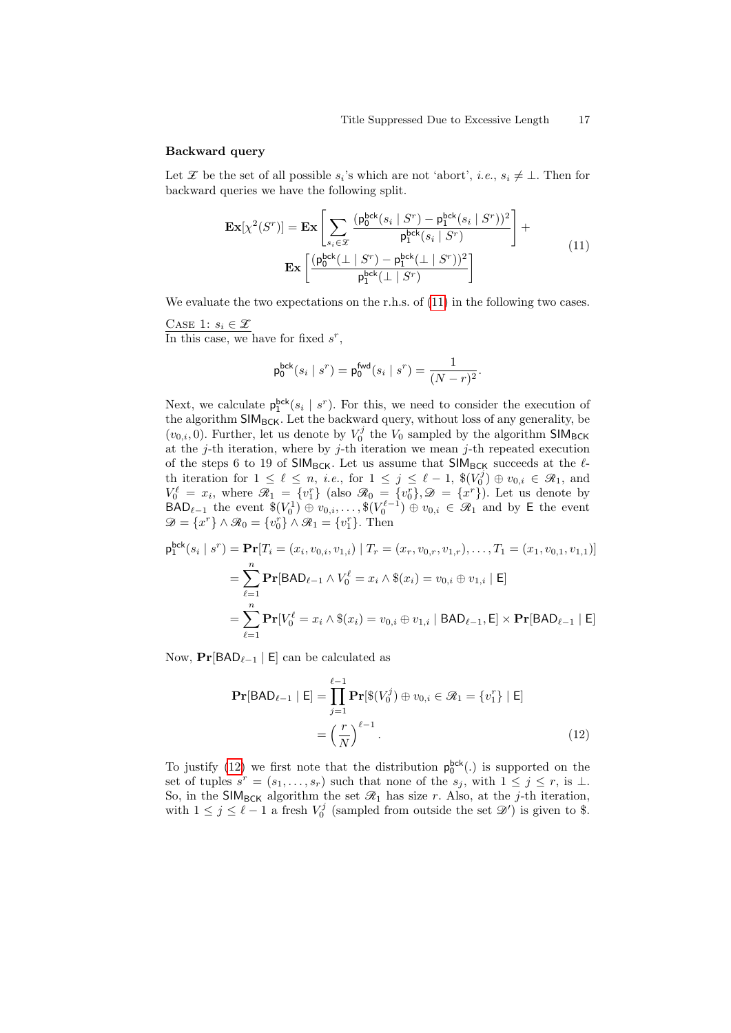**Backward query**

Let $\mathscr{Z}$ be the set of all possible $s_i$'s which are not 'abort', *i.e.*, $s_i \neq \bot$. Then for backward queries we have the following split.

$$
\begin{aligned}
\mathbf{Ex}[\chi^2(S^r)] = \mathbf{Ex}\left[\sum_{s_i \in \mathscr{Z}} \frac{(\mathsf{p}_0^{\mathsf{bck}}(s_i \mid S^r) - \mathsf{p}_1^{\mathsf{bck}}(s_i \mid S^r))^2}{\mathsf{p}_1^{\mathsf{bck}}(s_i \mid S^r)}\right] + \\
\mathbf{Ex}\left[\frac{(\mathsf{p}_0^{\mathsf{bck}}(\bot \mid S^r) - \mathsf{p}_1^{\mathsf{bck}}(\bot \mid S^r))^2}{\mathsf{p}_1^{\mathsf{bck}}(\bot \mid S^r)}\right]
\end{aligned}
\tag{11}
$$

We evaluate the two expectations on the r.h.s. of (11) in the following two cases.

Case 1: $s_i \in \mathscr{Z}$
In this case, we have for fixed $s^r$,

$$
\mathsf{p}_0^{\mathsf{bck}}(s_i \mid s^r) = \mathsf{p}_0^{\mathsf{fwd}}(s_i \mid s^r) = \frac{1}{(N-r)^2}.
$$

Next, we calculate $\mathsf{p}_1^{\mathsf{bck}}(s_i \mid s^r)$. For this, we need to consider the execution of the algorithm $\mathsf{SIM}_{\mathsf{BCK}}$. Let the backward query, without loss of any generality, be $(v_{0,i}, 0)$. Further, let us denote by $V_0^j$ the $V_0$ sampled by the algorithm $\mathsf{SIM}_{\mathsf{BCK}}$ at the $j$-th iteration, where by $j$-th iteration we mean $j$-th repeated execution of the steps 6 to 19 of $\mathsf{SIM}_{\mathsf{BCK}}$. Let us assume that $\mathsf{SIM}_{\mathsf{BCK}}$ succeeds at the $\ell$-th iteration for $1 \leq \ell \leq n$, *i.e.*, for $1 \leq j \leq \ell - 1$, $\$(V_0^j) \oplus v_{0,i} \in \mathscr{R}_1$, and $V_0^\ell = x_i$, where $\mathscr{R}_1 = \{v_1^r\}$ (also $\mathscr{R}_0 = \{v_0^r\}, \mathscr{D} = \{x^r\}$). Let us denote by $\mathsf{BAD}_{\ell-1}$ the event $\$(V_0^1) \oplus v_{0,i}, \ldots, \$(V_0^{\ell-1}) \oplus v_{0,i} \in \mathscr{R}_1$ and by $\mathsf{E}$ the event $\mathscr{D} = \{x^r\} \wedge \mathscr{R}_0 = \{v_0^r\} \wedge \mathscr{R}_1 = \{v_1^r\}$. Then

$$
\begin{aligned}
\mathsf{p}_1^{\mathsf{bck}}(s_i \mid s^r) &= \mathbf{Pr}[T_i = (x_i, v_{0,i}, v_{1,i}) \mid T_r = (x_r, v_{0,r}, v_{1,r}), \ldots, T_1 = (x_1, v_{0,1}, v_{1,1})] \\
&= \sum_{\ell=1}^{n} \mathbf{Pr}[\mathsf{BAD}_{\ell-1} \wedge V_0^\ell = x_i \wedge \$(x_i) = v_{0,i} \oplus v_{1,i} \mid \mathsf{E}] \\
&= \sum_{\ell=1}^{n} \mathbf{Pr}[V_0^\ell = x_i \wedge \$(x_i) = v_{0,i} \oplus v_{1,i} \mid \mathsf{BAD}_{\ell-1}, \mathsf{E}] \times \mathbf{Pr}[\mathsf{BAD}_{\ell-1} \mid \mathsf{E}]
\end{aligned}
$$

Now, $\mathbf{Pr}[\mathsf{BAD}_{\ell-1} \mid \mathsf{E}]$ can be calculated as

$$
\begin{aligned}
\mathbf{Pr}[\mathsf{BAD}_{\ell-1} \mid \mathsf{E}] &= \prod_{j=1}^{\ell-1} \mathbf{Pr}[\$(V_0^j) \oplus v_{0,i} \in \mathscr{R}_1 = \{v_1^r\} \mid \mathsf{E}] \\
&= \left(\frac{r}{N}\right)^{\ell-1}.
\end{aligned}
\tag{12}
$$

To justify (12) we first note that the distribution $\mathsf{p}_0^{\mathsf{bck}}(.)$ is supported on the set of tuples $s^r = (s_1, \ldots, s_r)$ such that none of the $s_j$, with $1 \leq j \leq r$, is $\bot$. So, in the $\mathsf{SIM}_{\mathsf{BCK}}$ algorithm the set $\mathscr{R}_1$ has size $r$. Also, at the $j$-th iteration, with $1 \leq j \leq \ell - 1$ a fresh $V_0^j$ (sampled from outside the set $\mathscr{D}'$) is given to \$.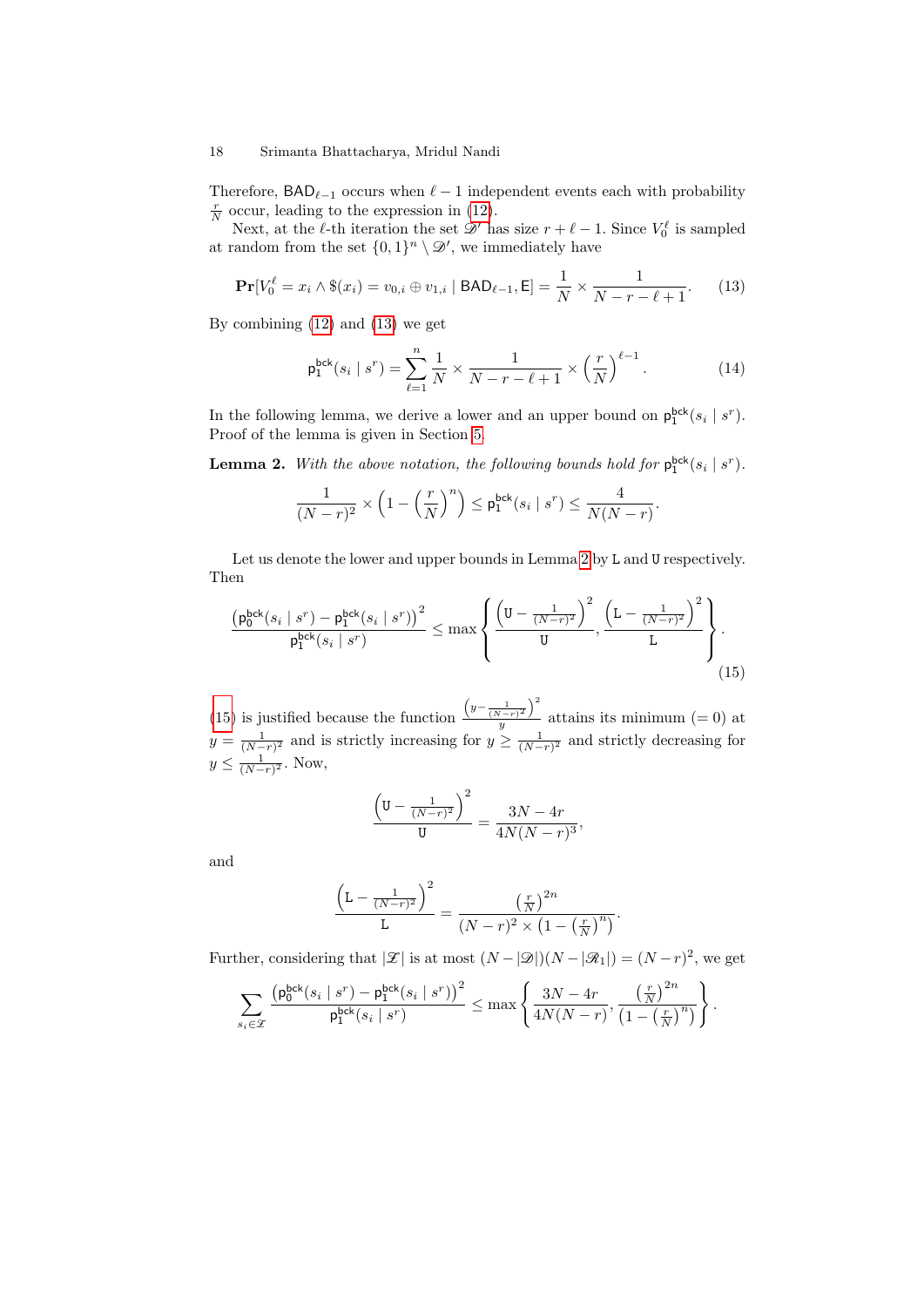Therefore, $\mathsf{BAD}_{\ell-1}$ occurs when $\ell - 1$ independent events each with probability $\frac{r}{N}$ occur, leading to the expression in (12).

Next, at the $\ell$-th iteration the set $\mathscr{D}'$ has size $r + \ell - 1$. Since $V_0^\ell$ is sampled at random from the set $\{0,1\}^n \setminus \mathscr{D}'$, we immediately have

$$\mathbf{Pr}[V_0^\ell = x_i \wedge \$(x_i) = v_{0,i} \oplus v_{1,i} \mid \mathsf{BAD}_{\ell-1}, \mathsf{E}] = \frac{1}{N} \times \frac{1}{N - r - \ell + 1}. \tag{13}$$

By combining (12) and (13) we get

$$\mathsf{p}_1^{\mathsf{bck}}(s_i \mid s^r) = \sum_{\ell=1}^{n} \frac{1}{N} \times \frac{1}{N - r - \ell + 1} \times \left(\frac{r}{N}\right)^{\ell-1}. \tag{14}$$

In the following lemma, we derive a lower and an upper bound on $\mathsf{p}_1^{\mathsf{bck}}(s_i \mid s^r)$. Proof of the lemma is given in Section 5.

**Lemma 2.** *With the above notation, the following bounds hold for* $\mathsf{p}_1^{\mathsf{bck}}(s_i \mid s^r)$.

$$\frac{1}{(N-r)^2} \times \left(1 - \left(\frac{r}{N}\right)^n\right) \leq \mathsf{p}_1^{\mathsf{bck}}(s_i \mid s^r) \leq \frac{4}{N(N-r)}.$$

Let us denote the lower and upper bounds in Lemma 2 by $\mathtt{L}$ and $\mathtt{U}$ respectively. Then

$$\frac{\left(\mathsf{p}_0^{\mathsf{bck}}(s_i \mid s^r) - \mathsf{p}_1^{\mathsf{bck}}(s_i \mid s^r)\right)^2}{\mathsf{p}_1^{\mathsf{bck}}(s_i \mid s^r)} \leq \max\left\{ \frac{\left(\mathtt{U} - \frac{1}{(N-r)^2}\right)^2}{\mathtt{U}}, \frac{\left(\mathtt{L} - \frac{1}{(N-r)^2}\right)^2}{\mathtt{L}} \right\}. \tag{15}$$

(15) is justified because the function $\frac{\left(y - \frac{1}{(N-r)^2}\right)^2}{y}$ attains its minimum ($= 0$) at $y = \frac{1}{(N-r)^2}$ and is strictly increasing for $y \geq \frac{1}{(N-r)^2}$ and strictly decreasing for $y \leq \frac{1}{(N-r)^2}$. Now,

$$\frac{\left(\mathtt{U} - \frac{1}{(N-r)^2}\right)^2}{\mathtt{U}} = \frac{3N - 4r}{4N(N-r)^3},$$

and

$$\frac{\left(\mathtt{L} - \frac{1}{(N-r)^2}\right)^2}{\mathtt{L}} = \frac{\left(\frac{r}{N}\right)^{2n}}{(N-r)^2 \times \left(1 - \left(\frac{r}{N}\right)^n\right)}.$$

Further, considering that $|\mathscr{Z}|$ is at most $(N - |\mathscr{D}|)(N - |\mathscr{R}_1|) = (N-r)^2$, we get

$$\sum_{s_i \in \mathscr{Z}} \frac{\left(\mathsf{p}_0^{\mathsf{bck}}(s_i \mid s^r) - \mathsf{p}_1^{\mathsf{bck}}(s_i \mid s^r)\right)^2}{\mathsf{p}_1^{\mathsf{bck}}(s_i \mid s^r)} \leq \max\left\{ \frac{3N - 4r}{4N(N-r)}, \frac{\left(\frac{r}{N}\right)^{2n}}{\left(1 - \left(\frac{r}{N}\right)^n\right)} \right\}.$$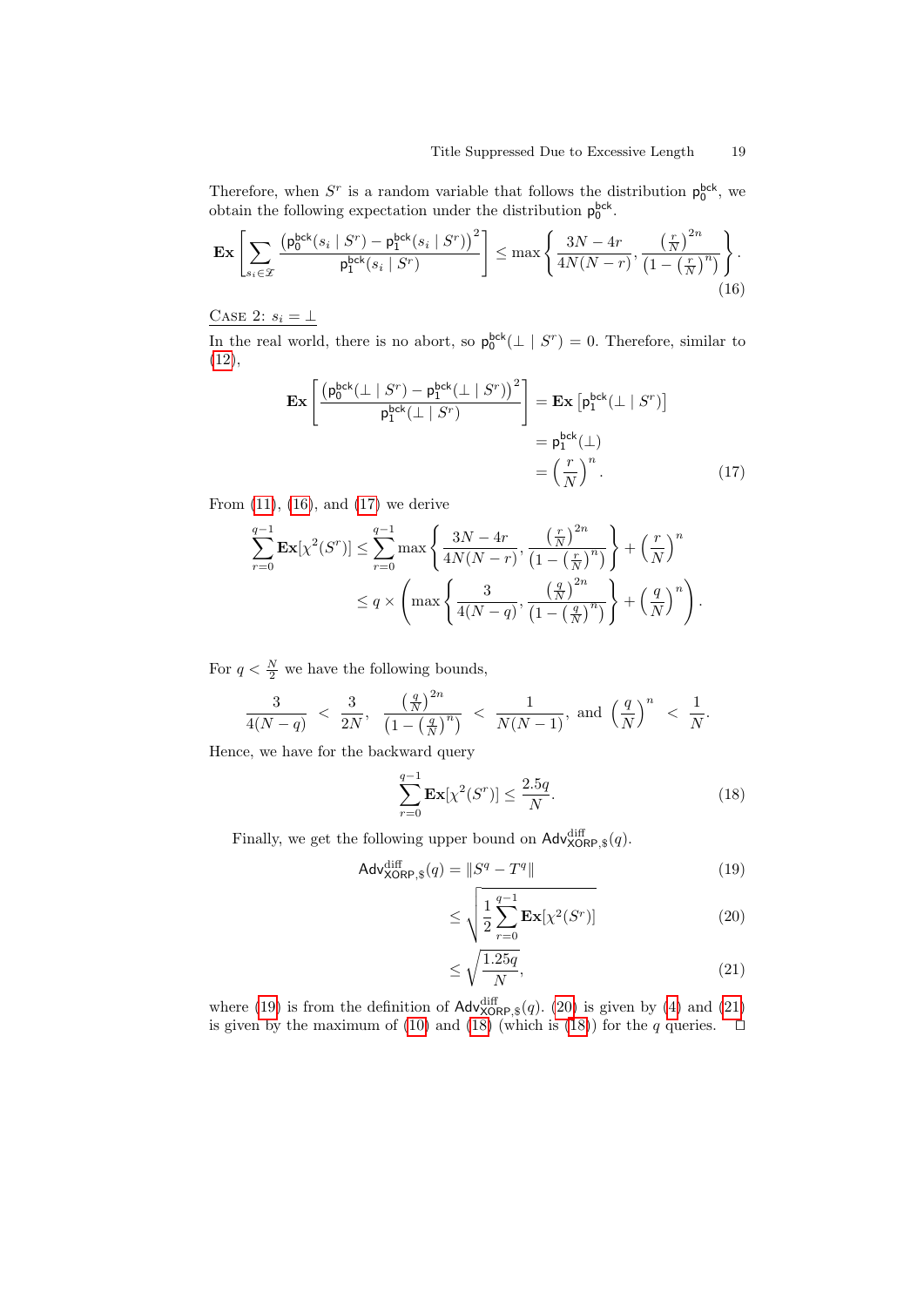Therefore, when $S^r$ is a random variable that follows the distribution $\mathsf{p}_0^{\mathsf{bck}}$, we obtain the following expectation under the distribution $\mathsf{p}_0^{\mathsf{bck}}$.

$$\mathbf{Ex}\left[\sum_{s_i \in \mathcal{I}} \frac{\left(\mathsf{p}_0^{\mathsf{bck}}(s_i \mid S^r) - \mathsf{p}_1^{\mathsf{bck}}(s_i \mid S^r)\right)^2}{\mathsf{p}_1^{\mathsf{bck}}(s_i \mid S^r)}\right] \leq \max\left\{\frac{3N-4r}{4N(N-r)}, \frac{\left(\frac{r}{N}\right)^{2n}}{\left(1-\left(\frac{r}{N}\right)^n\right)}\right\}. \tag{16}$$

Case 2: $s_i = \perp$

In the real world, there is no abort, so $\mathsf{p}_0^{\mathsf{bck}}(\perp \mid S^r) = 0$. Therefore, similar to (12),

$$\begin{aligned}
\mathbf{Ex}\left[\frac{\left(\mathsf{p}_0^{\mathsf{bck}}(\perp \mid S^r) - \mathsf{p}_1^{\mathsf{bck}}(\perp \mid S^r)\right)^2}{\mathsf{p}_1^{\mathsf{bck}}(\perp \mid S^r)}\right] &= \mathbf{Ex}\left[\mathsf{p}_1^{\mathsf{bck}}(\perp \mid S^r)\right] \\
&= \mathsf{p}_1^{\mathsf{bck}}(\perp) \\
&= \left(\frac{r}{N}\right)^n.
\end{aligned} \tag{17}$$

From (11), (16), and (17) we derive

$$\begin{aligned}
\sum_{r=0}^{q-1} \mathbf{Ex}[\chi^2(S^r)] &\leq \sum_{r=0}^{q-1} \max\left\{\frac{3N-4r}{4N(N-r)}, \frac{\left(\frac{r}{N}\right)^{2n}}{\left(1-\left(\frac{r}{N}\right)^n\right)}\right\} + \left(\frac{r}{N}\right)^n \\
&\leq q \times \left(\max\left\{\frac{3}{4(N-q)}, \frac{\left(\frac{q}{N}\right)^{2n}}{\left(1-\left(\frac{q}{N}\right)^n\right)}\right\} + \left(\frac{q}{N}\right)^n\right).
\end{aligned}$$

For $q < \frac{N}{2}$ we have the following bounds,

$$\frac{3}{4(N-q)} < \frac{3}{2N}, \quad \frac{\left(\frac{q}{N}\right)^{2n}}{\left(1-\left(\frac{q}{N}\right)^n\right)} < \frac{1}{N(N-1)}, \text{ and } \left(\frac{q}{N}\right)^n < \frac{1}{N}.$$

Hence, we have for the backward query

$$\sum_{r=0}^{q-1} \mathbf{Ex}[\chi^2(S^r)] \leq \frac{2.5q}{N}. \tag{18}$$

Finally, we get the following upper bound on $\mathsf{Adv}^{\mathrm{diff}}_{\mathsf{XORP},\$}(q)$.

$$\begin{aligned}
\mathsf{Adv}^{\mathrm{diff}}_{\mathsf{XORP},\$}(q) &= \|S^q - T^q\| && (19)\\
&\leq \sqrt{\frac{1}{2}\sum_{r=0}^{q-1} \mathbf{Ex}[\chi^2(S^r)]} && (20)\\
&\leq \sqrt{\frac{1.25q}{N}}, && (21)
\end{aligned}$$

where (19) is from the definition of $\mathsf{Adv}^{\mathrm{diff}}_{\mathsf{XORP},\$}(q)$. (20) is given by (4) and (21) is given by the maximum of (10) and (18) (which is (18)) for the $q$ queries. □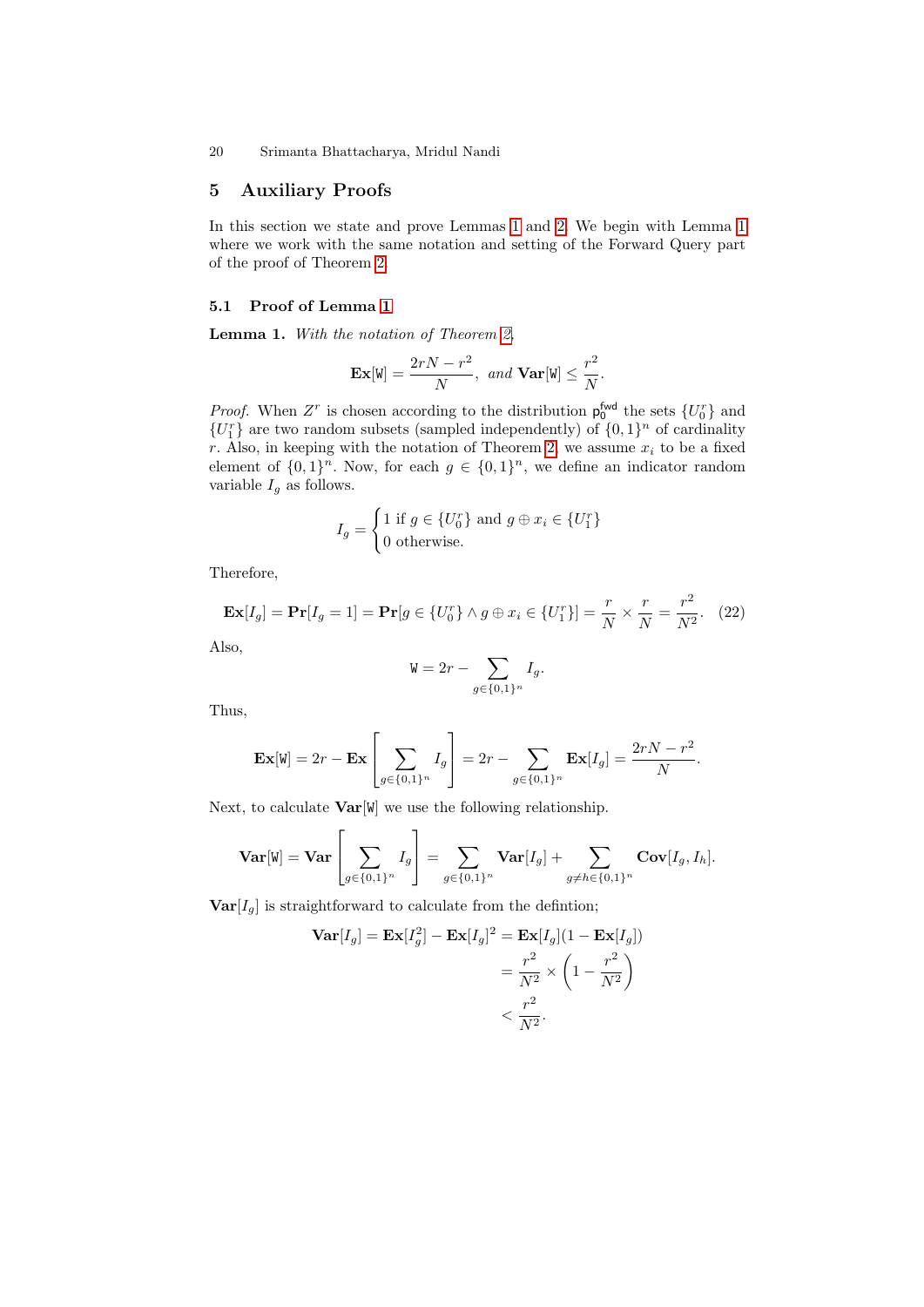## 5 Auxiliary Proofs

In this section we state and prove Lemmas 1 and 2. We begin with Lemma 1 where we work with the same notation and setting of the Forward Query part of the proof of Theorem 2.

### 5.1 Proof of Lemma 1

**Lemma 1.** *With the notation of Theorem 2,*

$$\mathbf{Ex}[\mathtt{W}] = \frac{2rN - r^2}{N}, \text{ and } \mathbf{Var}[\mathtt{W}] \leq \frac{r^2}{N}.$$

*Proof.* When $Z^r$ is chosen according to the distribution $\mathsf{p}_0^{\mathsf{fwd}}$ the sets $\{U_0^r\}$ and $\{U_1^r\}$ are two random subsets (sampled independently) of $\{0,1\}^n$ of cardinality $r$. Also, in keeping with the notation of Theorem 2, we assume $x_i$ to be a fixed element of $\{0,1\}^n$. Now, for each $g \in \{0,1\}^n$, we define an indicator random variable $I_g$ as follows.

$$I_g = \begin{cases} 1 \text{ if } g \in \{U_0^r\} \text{ and } g \oplus x_i \in \{U_1^r\} \\ 0 \text{ otherwise.} \end{cases}$$

Therefore,

$$\mathbf{Ex}[I_g] = \mathbf{Pr}[I_g = 1] = \mathbf{Pr}[g \in \{U_0^r\} \wedge g \oplus x_i \in \{U_1^r\}] = \frac{r}{N} \times \frac{r}{N} = \frac{r^2}{N^2}. \quad (22)$$

Also,

$$\mathtt{W} = 2r - \sum_{g \in \{0,1\}^n} I_g.$$

Thus,

$$\mathbf{Ex}[\mathtt{W}] = 2r - \mathbf{Ex}\left[\sum_{g \in \{0,1\}^n} I_g\right] = 2r - \sum_{g \in \{0,1\}^n} \mathbf{Ex}[I_g] = \frac{2rN - r^2}{N}.$$

Next, to calculate $\mathbf{Var}[\mathtt{W}]$ we use the following relationship.

$$\mathbf{Var}[\mathtt{W}] = \mathbf{Var}\left[\sum_{g \in \{0,1\}^n} I_g\right] = \sum_{g \in \{0,1\}^n} \mathbf{Var}[I_g] + \sum_{g \neq h \in \{0,1\}^n} \mathbf{Cov}[I_g, I_h].$$

$\mathbf{Var}[I_g]$ is straightforward to calculate from the defintion;

$$\begin{aligned}\mathbf{Var}[I_g] = \mathbf{Ex}[I_g^2] - \mathbf{Ex}[I_g]^2 &= \mathbf{Ex}[I_g](1 - \mathbf{Ex}[I_g]) \\ &= \frac{r^2}{N^2} \times \left(1 - \frac{r^2}{N^2}\right) \\ &< \frac{r^2}{N^2}.\end{aligned}$$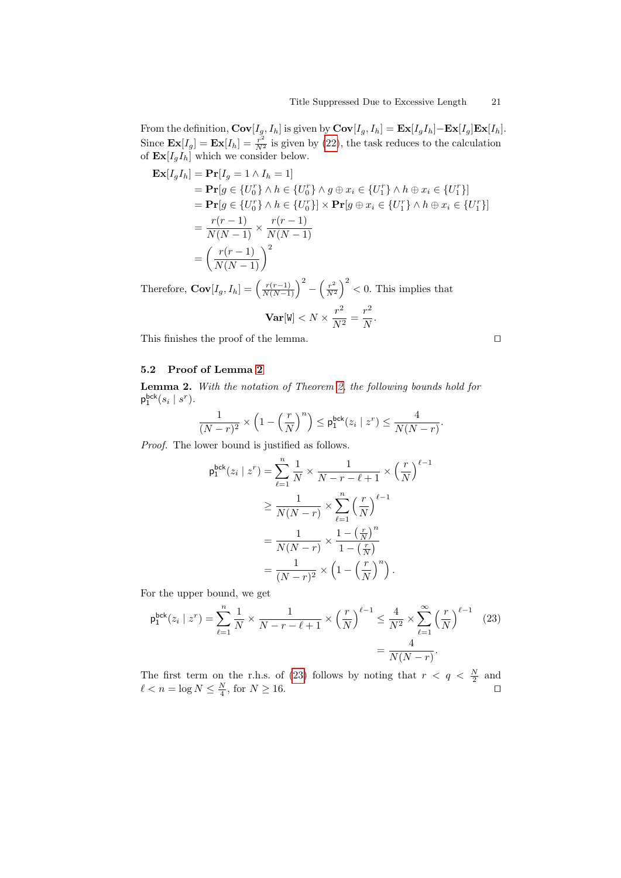From the definition, $\mathbf{Cov}[I_g, I_h]$ is given by $\mathbf{Cov}[I_g, I_h] = \mathbf{Ex}[I_g I_h] - \mathbf{Ex}[I_g]\mathbf{Ex}[I_h]$. Since $\mathbf{Ex}[I_g] = \mathbf{Ex}[I_h] = \frac{r^2}{N^2}$ is given by (22), the task reduces to the calculation of $\mathbf{Ex}[I_g I_h]$ which we consider below.

$$
\begin{aligned}
\mathbf{Ex}[I_g I_h] &= \mathbf{Pr}[I_g = 1 \wedge I_h = 1] \\
&= \mathbf{Pr}[g \in \{U_0^r\} \wedge h \in \{U_0^r\} \wedge g \oplus x_i \in \{U_1^r\} \wedge h \oplus x_i \in \{U_1^r\}] \\
&= \mathbf{Pr}[g \in \{U_0^r\} \wedge h \in \{U_0^r\}] \times \mathbf{Pr}[g \oplus x_i \in \{U_1^r\} \wedge h \oplus x_i \in \{U_1^r\}] \\
&= \frac{r(r-1)}{N(N-1)} \times \frac{r(r-1)}{N(N-1)} \\
&= \left(\frac{r(r-1)}{N(N-1)}\right)^2
\end{aligned}
$$

Therefore, $\mathbf{Cov}[I_g, I_h] = \left(\frac{r(r-1)}{N(N-1)}\right)^2 - \left(\frac{r^2}{N^2}\right)^2 < 0$. This implies that

$$
\mathbf{Var}[\mathtt{W}] < N \times \frac{r^2}{N^2} = \frac{r^2}{N}.
$$

This finishes the proof of the lemma. □

### 5.2 Proof of Lemma 2

**Lemma 2.** *With the notation of Theorem 2, the following bounds hold for* $\mathsf{p}_1^{\mathsf{bck}}(s_i \mid s^r)$.

$$
\frac{1}{(N-r)^2} \times \left(1 - \left(\frac{r}{N}\right)^n\right) \leq \mathsf{p}_1^{\mathsf{bck}}(z_i \mid z^r) \leq \frac{4}{N(N-r)}.
$$

*Proof.* The lower bound is justified as follows.

$$
\begin{aligned}
\mathsf{p}_1^{\mathsf{bck}}(z_i \mid z^r) &= \sum_{\ell=1}^{n} \frac{1}{N} \times \frac{1}{N-r-\ell+1} \times \left(\frac{r}{N}\right)^{\ell-1} \\
&\geq \frac{1}{N(N-r)} \times \sum_{\ell=1}^{n} \left(\frac{r}{N}\right)^{\ell-1} \\
&= \frac{1}{N(N-r)} \times \frac{1-\left(\frac{r}{N}\right)^n}{1-\left(\frac{r}{N}\right)} \\
&= \frac{1}{(N-r)^2} \times \left(1 - \left(\frac{r}{N}\right)^n\right).
\end{aligned}
$$

For the upper bound, we get

$$
\begin{aligned}
\mathsf{p}_1^{\mathsf{bck}}(z_i \mid z^r) = \sum_{\ell=1}^{n} \frac{1}{N} \times \frac{1}{N-r-\ell+1} \times \left(\frac{r}{N}\right)^{\ell-1} &\leq \frac{4}{N^2} \times \sum_{\ell=1}^{\infty} \left(\frac{r}{N}\right)^{\ell-1} \qquad (23) \\
&= \frac{4}{N(N-r)}.
\end{aligned}
$$

The first term on the r.h.s. of (23) follows by noting that $r < q < \frac{N}{2}$ and $\ell < n = \log N \leq \frac{N}{4}$, for $N \geq 16$. □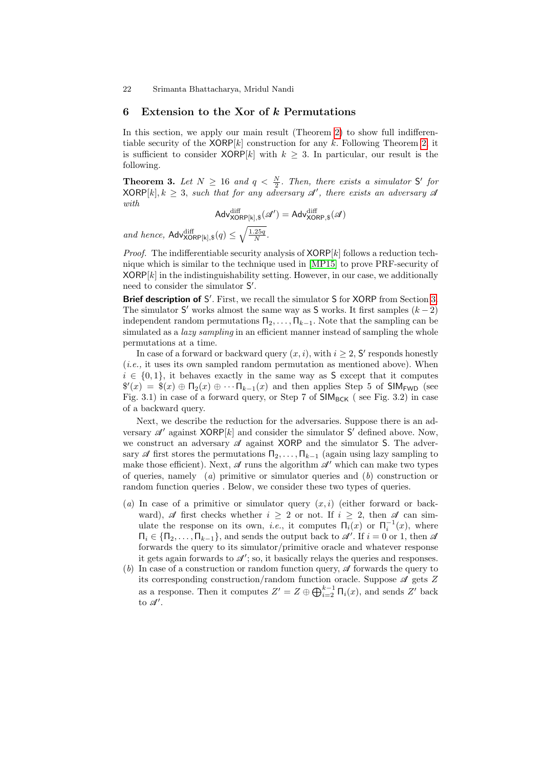## 6 Extension to the Xor of $k$ Permutations

In this section, we apply our main result (Theorem 2) to show full indifferentiable security of the $\mathsf{XORP}[k]$ construction for any $k$. Following Theorem 2, it is sufficient to consider $\mathsf{XORP}[k]$ with $k \geq 3$. In particular, our result is the following.

**Theorem 3.** *Let $N \geq 16$ and $q < \frac{N}{2}$. Then, there exists a simulator $\mathsf{S}'$ for $\mathsf{XORP}[k], k \geq 3$, such that for any adversary $\mathscr{A}'$, there exists an adversary $\mathscr{A}$ with*

$$\mathsf{Adv}^{\mathrm{diff}}_{\mathsf{XORP}[k],\$}(\mathscr{A}') = \mathsf{Adv}^{\mathrm{diff}}_{\mathsf{XORP},\$}(\mathscr{A})$$

*and hence, $\mathsf{Adv}^{\mathrm{diff}}_{\mathsf{XORP}[k],\$}(q) \leq \sqrt{\frac{1.25q}{N}}$.*

*Proof.* The indifferentiable security analysis of $\mathsf{XORP}[k]$ follows a reduction technique which is similar to the technique used in [MP15] to prove PRF-security of $\mathsf{XORP}[k]$ in the indistinguishability setting. However, in our case, we additionally need to consider the simulator $\mathsf{S}'$.

**Brief description of $\mathsf{S}'$.** First, we recall the simulator $\mathsf{S}$ for $\mathsf{XORP}$ from Section 3. The simulator $\mathsf{S}'$ works almost the same way as $\mathsf{S}$ works. It first samples $(k-2)$ independent random permutations $\Pi_2, \ldots, \Pi_{k-1}$. Note that the sampling can be simulated as a *lazy sampling* in an efficient manner instead of sampling the whole permutations at a time.

In case of a forward or backward query $(x, i)$, with $i \geq 2$, $\mathsf{S}'$ responds honestly (*i.e.,* it uses its own sampled random permutation as mentioned above). When $i \in \{0, 1\}$, it behaves exactly in the same way as $\mathsf{S}$ except that it computes $\$'(x) = \$(x) \oplus \Pi_2(x) \oplus \cdots \Pi_{k-1}(x)$ and then applies Step 5 of $\mathsf{SIM}_{\mathsf{FWD}}$ (see Fig. 3.1) in case of a forward query, or Step 7 of $\mathsf{SIM}_{\mathsf{BCK}}$ ( see Fig. 3.2) in case of a backward query.

Next, we describe the reduction for the adversaries. Suppose there is an adversary $\mathscr{A}'$ against $\mathsf{XORP}[k]$ and consider the simulator $\mathsf{S}'$ defined above. Now, we construct an adversary $\mathscr{A}$ against $\mathsf{XORP}$ and the simulator $\mathsf{S}$. The adversary $\mathscr{A}$ first stores the permutations $\Pi_2, \ldots, \Pi_{k-1}$ (again using lazy sampling to make those efficient). Next, $\mathscr{A}$ runs the algorithm $\mathscr{A}'$ which can make two types of queries, namely $(a)$ primitive or simulator queries and $(b)$ construction or random function queries . Below, we consider these two types of queries.

- $(a)$ In case of a primitive or simulator query $(x, i)$ (either forward or backward), $\mathscr{A}$ first checks whether $i \geq 2$ or not. If $i \geq 2$, then $\mathscr{A}$ can simulate the response on its own, *i.e.,* it computes $\Pi_i(x)$ or $\Pi_i^{-1}(x)$, where $\Pi_i \in \{\Pi_2, \ldots, \Pi_{k-1}\}$, and sends the output back to $\mathscr{A}'$. If $i = 0$ or 1, then $\mathscr{A}$ forwards the query to its simulator/primitive oracle and whatever response it gets again forwards to $\mathscr{A}'$; so, it basically relays the queries and responses.
- $(b)$ In case of a construction or random function query, $\mathscr{A}$ forwards the query to its corresponding construction/random function oracle. Suppose $\mathscr{A}$ gets $Z$ as a response. Then it computes $Z' = Z \oplus \bigoplus_{i=2}^{k-1} \Pi_i(x)$, and sends $Z'$ back to $\mathscr{A}'$.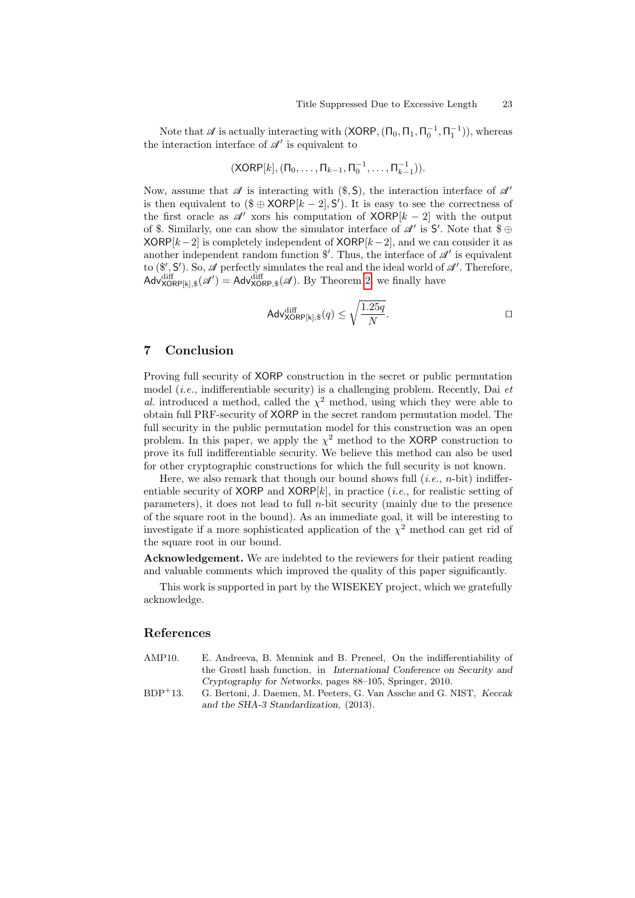Note that $\mathscr{A}$ is actually interacting with $(\mathsf{XORP}, (\Pi_0, \Pi_1, \Pi_0^{-1}, \Pi_1^{-1}))$, whereas the interaction interface of $\mathscr{A}'$ is equivalent to

$$(\mathsf{XORP}[k], (\Pi_0, \ldots, \Pi_{k-1}, \Pi_0^{-1}, \ldots, \Pi_{k-1}^{-1})).$$

Now, assume that $\mathscr{A}$ is interacting with $(\$, \mathsf{S})$, the interaction interface of $\mathscr{A}'$ is then equivalent to $(\$ \oplus \mathsf{XORP}[k-2], \mathsf{S}')$. It is easy to see the correctness of the first oracle as $\mathscr{A}'$ xors his computation of $\mathsf{XORP}[k-2]$ with the output of \$. Similarly, one can show the simulator interface of $\mathscr{A}'$ is $\mathsf{S}'$. Note that $\$ \oplus \mathsf{XORP}[k-2]$ is completely independent of $\mathsf{XORP}[k-2]$, and we can consider it as another independent random function $\$'$. Thus, the interface of $\mathscr{A}'$ is equivalent to $(\$', \mathsf{S}')$. So, $\mathscr{A}$ perfectly simulates the real and the ideal world of $\mathscr{A}'$. Therefore, $\mathsf{Adv}^{\text{diff}}_{\mathsf{XORP[k]},\$}(\mathscr{A}') = \mathsf{Adv}^{\text{diff}}_{\mathsf{XORP},\$}(\mathscr{A})$. By Theorem 2, we finally have

$$\mathsf{Adv}^{\text{diff}}_{\mathsf{XORP[k]},\$}(q) \leq \sqrt{\frac{1.25q}{N}}. \qquad \square$$

## 7 Conclusion

Proving full security of XORP construction in the secret or public permutation model (*i.e.,* indifferentiable security) is a challenging problem. Recently, Dai *et al.* introduced a method, called the $\chi^2$ method, using which they were able to obtain full PRF-security of XORP in the secret random permutation model. The full security in the public permutation model for this construction was an open problem. In this paper, we apply the $\chi^2$ method to the XORP construction to prove its full indifferentiable security. We believe this method can also be used for other cryptographic constructions for which the full security is not known.

Here, we also remark that though our bound shows full (*i.e.*, $n$-bit) indifferentiable security of XORP and XORP$[k]$, in practice (*i.e.*, for realistic setting of parameters), it does not lead to full $n$-bit security (mainly due to the presence of the square root in the bound). As an immediate goal, it will be interesting to investigate if a more sophisticated application of the $\chi^2$ method can get rid of the square root in our bound.

**Acknowledgement.** We are indebted to the reviewers for their patient reading and valuable comments which improved the quality of this paper significantly.

This work is supported in part by the WISEKEY project, which we gratefully acknowledge.

## References

AMP10. E. Andreeva, B. Mennink and B. Preneel, On the indifferentiability of the Grøstl hash function, in *International Conference on Security and Cryptography for Networks*, pages 88–105, Springer, 2010.

BDP+13. G. Bertoni, J. Daemen, M. Peeters, G. Van Assche and G. NIST, *Keccak and the SHA-3 Standardization*, (2013).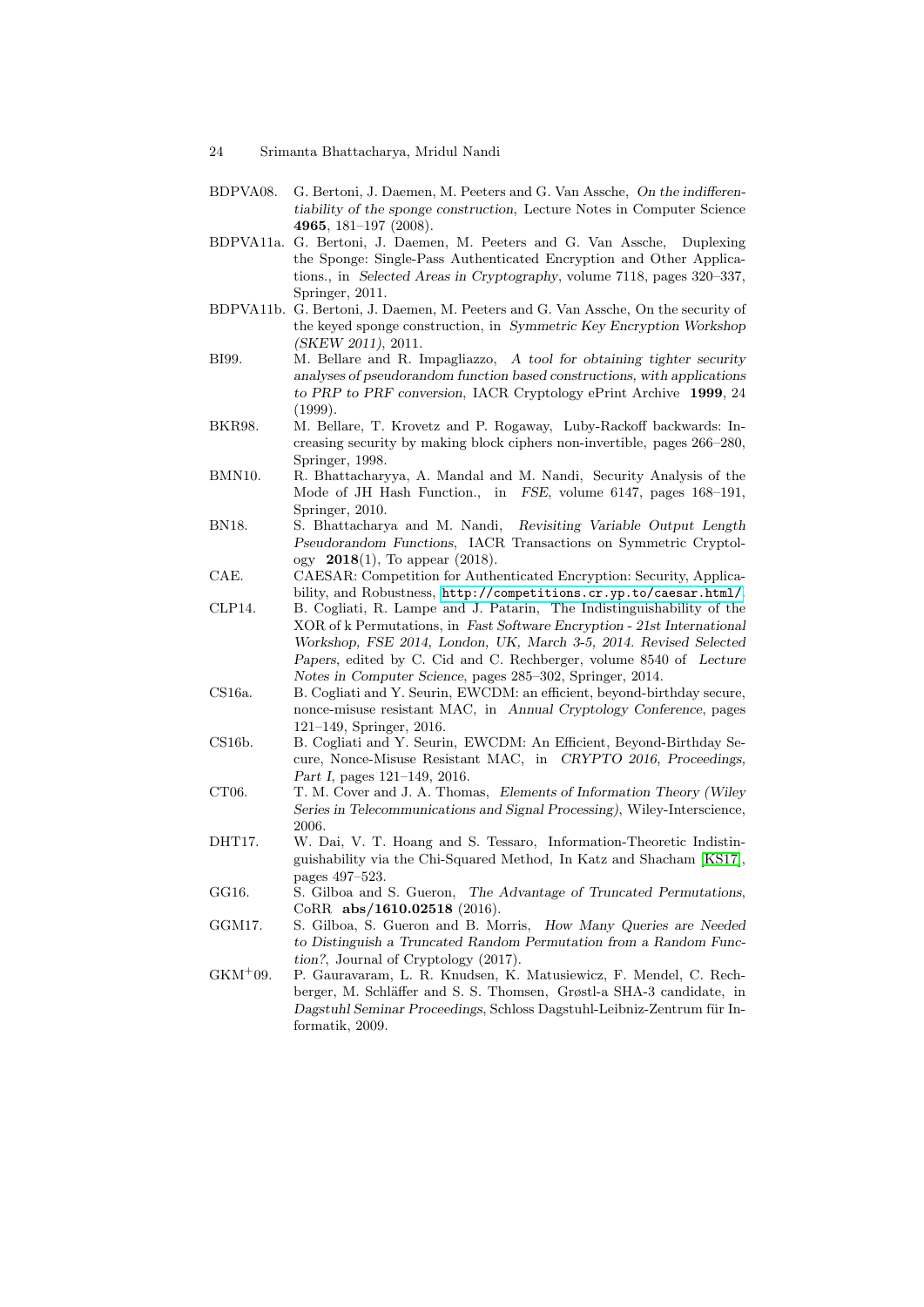BDPVA08. G. Bertoni, J. Daemen, M. Peeters and G. Van Assche, *On the indifferentiability of the sponge construction*, Lecture Notes in Computer Science **4965**, 181–197 (2008).

BDPVA11a. G. Bertoni, J. Daemen, M. Peeters and G. Van Assche, Duplexing the Sponge: Single-Pass Authenticated Encryption and Other Applications., in *Selected Areas in Cryptography*, volume 7118, pages 320–337, Springer, 2011.

BDPVA11b. G. Bertoni, J. Daemen, M. Peeters and G. Van Assche, On the security of the keyed sponge construction, in *Symmetric Key Encryption Workshop (SKEW 2011)*, 2011.

BI99. M. Bellare and R. Impagliazzo, *A tool for obtaining tighter security analyses of pseudorandom function based constructions, with applications to PRP to PRF conversion*, IACR Cryptology ePrint Archive **1999**, 24 (1999).

BKR98. M. Bellare, T. Krovetz and P. Rogaway, Luby-Rackoff backwards: Increasing security by making block ciphers non-invertible, pages 266–280, Springer, 1998.

BMN10. R. Bhattacharyya, A. Mandal and M. Nandi, Security Analysis of the Mode of JH Hash Function., in *FSE*, volume 6147, pages 168–191, Springer, 2010.

BN18. S. Bhattacharya and M. Nandi, *Revisiting Variable Output Length Pseudorandom Functions*, IACR Transactions on Symmetric Cryptology **2018**(1), To appear (2018).

CAE. CAESAR: Competition for Authenticated Encryption: Security, Applicability, and Robustness, http://competitions.cr.yp.to/caesar.html/.

CLP14. B. Cogliati, R. Lampe and J. Patarin, The Indistinguishability of the XOR of k Permutations, in *Fast Software Encryption - 21st International Workshop, FSE 2014, London, UK, March 3-5, 2014. Revised Selected Papers*, edited by C. Cid and C. Rechberger, volume 8540 of *Lecture Notes in Computer Science*, pages 285–302, Springer, 2014.

CS16a. B. Cogliati and Y. Seurin, EWCDM: an efficient, beyond-birthday secure, nonce-misuse resistant MAC, in *Annual Cryptology Conference*, pages 121–149, Springer, 2016.

CS16b. B. Cogliati and Y. Seurin, EWCDM: An Efficient, Beyond-Birthday Secure, Nonce-Misuse Resistant MAC, in *CRYPTO 2016, Proceedings, Part I*, pages 121–149, 2016.

CT06. T. M. Cover and J. A. Thomas, *Elements of Information Theory (Wiley Series in Telecommunications and Signal Processing)*, Wiley-Interscience, 2006.

DHT17. W. Dai, V. T. Hoang and S. Tessaro, Information-Theoretic Indistinguishability via the Chi-Squared Method, In Katz and Shacham [KS17], pages 497–523.

GG16. S. Gilboa and S. Gueron, *The Advantage of Truncated Permutations*, CoRR **abs/1610.02518** (2016).

GGM17. S. Gilboa, S. Gueron and B. Morris, *How Many Queries are Needed to Distinguish a Truncated Random Permutation from a Random Function?*, Journal of Cryptology (2017).

GKM+09. P. Gauravaram, L. R. Knudsen, K. Matusiewicz, F. Mendel, C. Rechberger, M. Schläffer and S. S. Thomsen, Grøstl-a SHA-3 candidate, in *Dagstuhl Seminar Proceedings*, Schloss Dagstuhl-Leibniz-Zentrum für Informatik, 2009.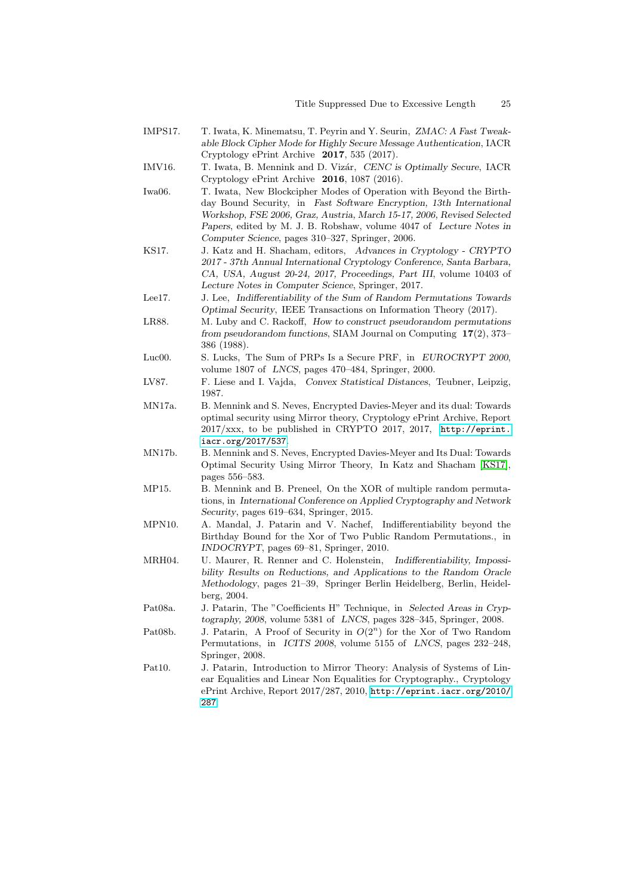IMPS17. T. Iwata, K. Minematsu, T. Peyrin and Y. Seurin, *ZMAC: A Fast Tweakable Block Cipher Mode for Highly Secure Message Authentication*, IACR Cryptology ePrint Archive **2017**, 535 (2017).

IMV16. T. Iwata, B. Mennink and D. Vizár, *CENC is Optimally Secure*, IACR Cryptology ePrint Archive **2016**, 1087 (2016).

Iwa06. T. Iwata, New Blockcipher Modes of Operation with Beyond the Birthday Bound Security, in *Fast Software Encryption, 13th International Workshop, FSE 2006, Graz, Austria, March 15-17, 2006, Revised Selected Papers*, edited by M. J. B. Robshaw, volume 4047 of *Lecture Notes in Computer Science*, pages 310–327, Springer, 2006.

KS17. J. Katz and H. Shacham, editors, *Advances in Cryptology - CRYPTO 2017 - 37th Annual International Cryptology Conference, Santa Barbara, CA, USA, August 20-24, 2017, Proceedings, Part III*, volume 10403 of *Lecture Notes in Computer Science*, Springer, 2017.

Lee17. J. Lee, *Indifferentiability of the Sum of Random Permutations Towards Optimal Security*, IEEE Transactions on Information Theory (2017).

LR88. M. Luby and C. Rackoff, *How to construct pseudorandom permutations from pseudorandom functions*, SIAM Journal on Computing **17**(2), 373–386 (1988).

Luc00. S. Lucks, The Sum of PRPs Is a Secure PRF, in *EUROCRYPT 2000*, volume 1807 of *LNCS*, pages 470–484, Springer, 2000.

LV87. F. Liese and I. Vajda, *Convex Statistical Distances*, Teubner, Leipzig, 1987.

MN17a. B. Mennink and S. Neves, Encrypted Davies-Meyer and its dual: Towards optimal security using Mirror theory, Cryptology ePrint Archive, Report 2017/xxx, to be published in CRYPTO 2017, 2017, http://eprint.iacr.org/2017/537.

MN17b. B. Mennink and S. Neves, Encrypted Davies-Meyer and Its Dual: Towards Optimal Security Using Mirror Theory, In Katz and Shacham [KS17], pages 556–583.

MP15. B. Mennink and B. Preneel, On the XOR of multiple random permutations, in *International Conference on Applied Cryptography and Network Security*, pages 619–634, Springer, 2015.

MPN10. A. Mandal, J. Patarin and V. Nachef, Indifferentiability beyond the Birthday Bound for the Xor of Two Public Random Permutations., in *INDOCRYPT*, pages 69–81, Springer, 2010.

MRH04. U. Maurer, R. Renner and C. Holenstein, *Indifferentiability, Impossibility Results on Reductions, and Applications to the Random Oracle Methodology*, pages 21–39, Springer Berlin Heidelberg, Berlin, Heidelberg, 2004.

Pat08a. J. Patarin, The "Coefficients H" Technique, in *Selected Areas in Cryptography, 2008*, volume 5381 of *LNCS*, pages 328–345, Springer, 2008.

Pat08b. J. Patarin, A Proof of Security in $O(2^n)$ for the Xor of Two Random Permutations, in *ICITS 2008*, volume 5155 of *LNCS*, pages 232–248, Springer, 2008.

Pat10. J. Patarin, Introduction to Mirror Theory: Analysis of Systems of Linear Equalities and Linear Non Equalities for Cryptography., Cryptology ePrint Archive, Report 2017/287, 2010, http://eprint.iacr.org/2010/287.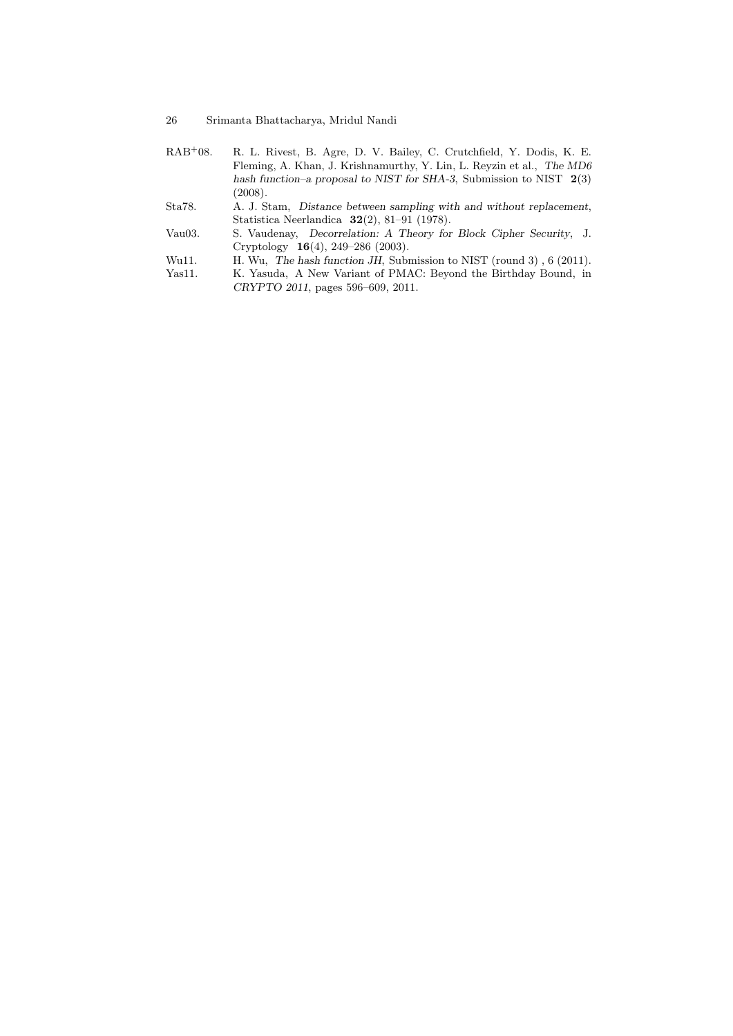RAB[+]08. R. L. Rivest, B. Agre, D. V. Bailey, C. Crutchfield, Y. Dodis, K. E. Fleming, A. Khan, J. Krishnamurthy, Y. Lin, L. Reyzin et al., *The MD6 hash function–a proposal to NIST for SHA-3*, Submission to NIST **2**(3) (2008).

Sta78. A. J. Stam, *Distance between sampling with and without replacement*, Statistica Neerlandica **32**(2), 81–91 (1978).

Vau03. S. Vaudenay, *Decorrelation: A Theory for Block Cipher Security*, J. Cryptology **16**(4), 249–286 (2003).

Wu11. H. Wu, *The hash function JH*, Submission to NIST (round 3) , 6 (2011).

Yas11. K. Yasuda, A New Variant of PMAC: Beyond the Birthday Bound, in *CRYPTO 2011*, pages 596–609, 2011.